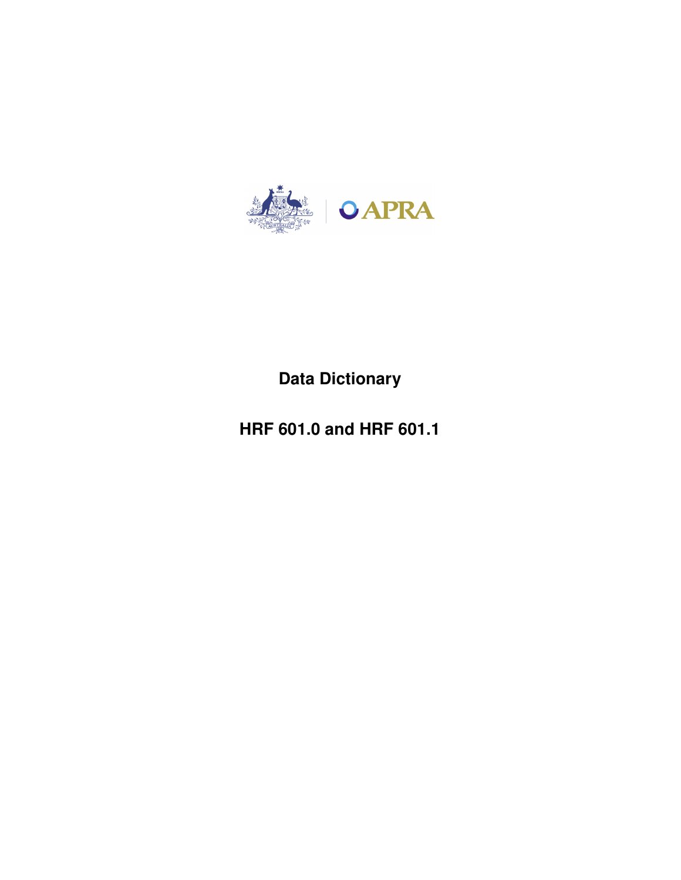**Data Dictionary**

**HRF 601.0 and HRF 601.1**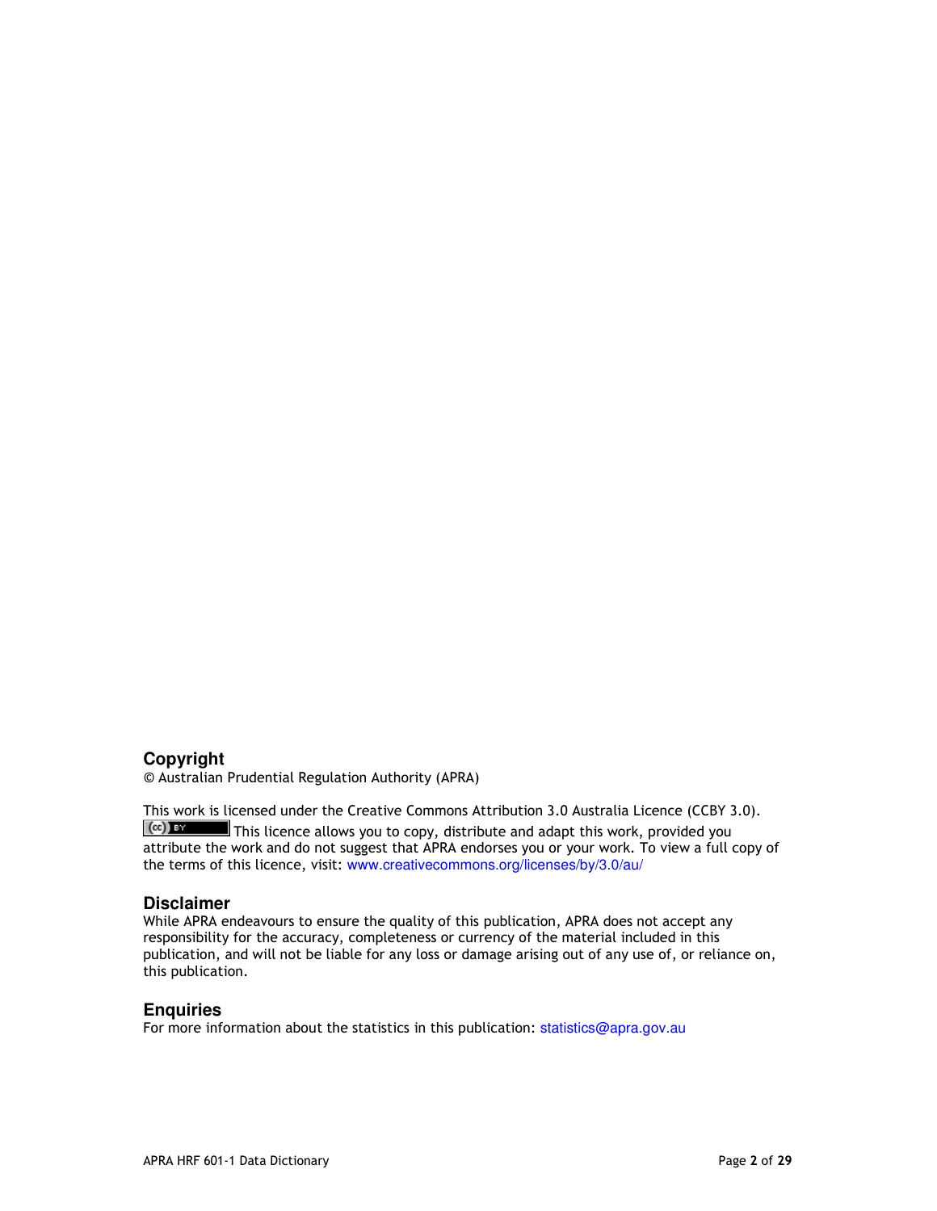## Copyright

© Australian Prudential Regulation Authority (APRA)

This work is licensed under the Creative Commons Attribution 3.0 Australia Licence (CCBY 3.0). This licence allows you to copy, distribute and adapt this work, provided you attribute the work and do not suggest that APRA endorses you or your work. To view a full copy of the terms of this licence, visit: www.creativecommons.org/licenses/by/3.0/au/

## Disclaimer

While APRA endeavours to ensure the quality of this publication, APRA does not accept any responsibility for the accuracy, completeness or currency of the material included in this publication, and will not be liable for any loss or damage arising out of any use of, or reliance on, this publication.

## Enquiries

For more information about the statistics in this publication: statistics@apra.gov.au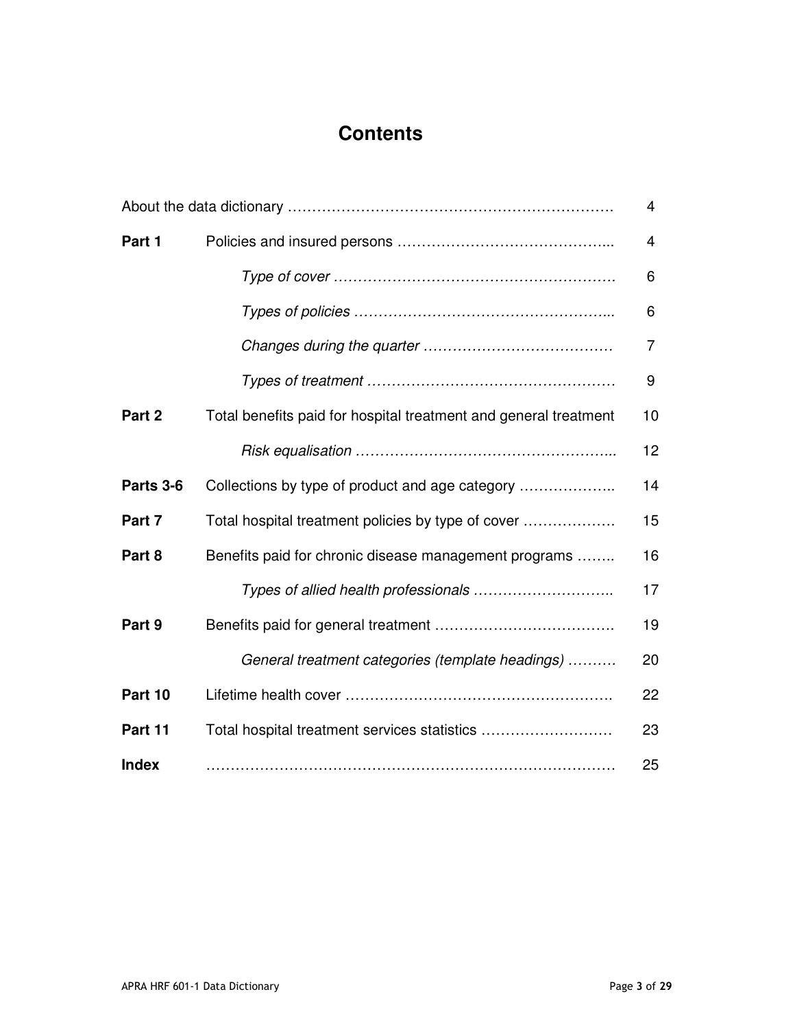# Contents

| | | |
|---|---|---|
| About the data dictionary ………………………………………………………… | | 4 |
| **Part 1** | Policies and insured persons ……………………………………... | 4 |
| | *Type of cover …………………………………………………* | 6 |
| | *Types of policies ……………………………………………...* | 6 |
| | *Changes during the quarter …………………………………* | 7 |
| | *Types of treatment ……………………………………………* | 9 |
| **Part 2** | Total benefits paid for hospital treatment and general treatment | 10 |
| | *Risk equalisation ……………………………………………...* | 12 |
| **Parts 3-6** | Collections by type of product and age category ……………….. | 14 |
| **Part 7** | Total hospital treatment policies by type of cover ………………. | 15 |
| **Part 8** | Benefits paid for chronic disease management programs …….. | 16 |
| | *Types of allied health professionals ………………………..* | 17 |
| **Part 9** | Benefits paid for general treatment ………………………………. | 19 |
| | *General treatment categories (template headings) ……….* | 20 |
| **Part 10** | Lifetime health cover ………………………………………………. | 22 |
| **Part 11** | Total hospital treatment services statistics ……………………… | 23 |
| **Index** | ……………………………………………………………………… | 25 |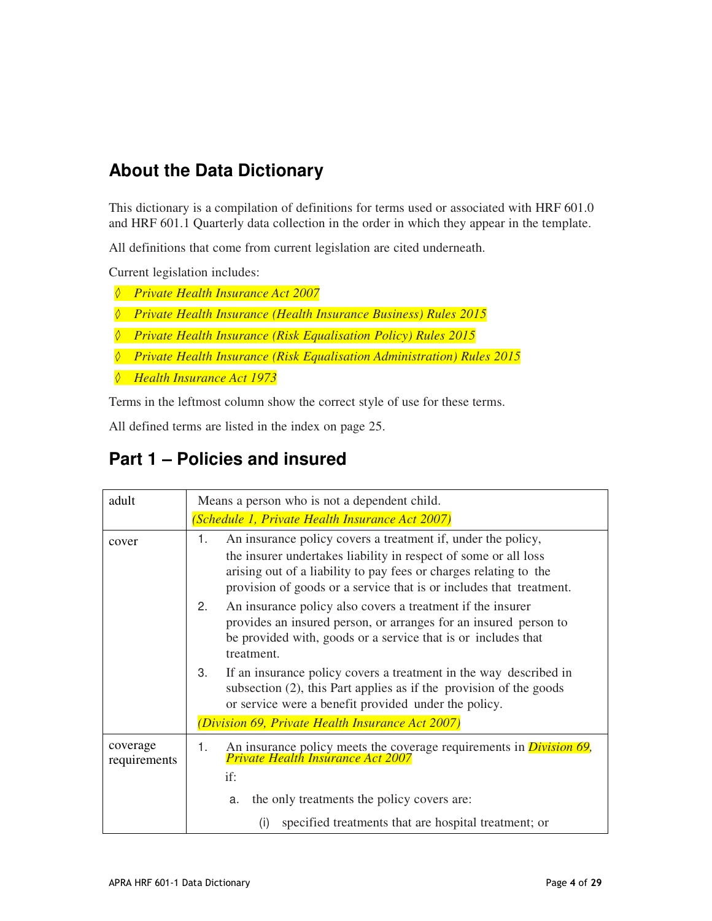## About the Data Dictionary

This dictionary is a compilation of definitions for terms used or associated with HRF 601.0 and HRF 601.1 Quarterly data collection in the order in which they appear in the template.

All definitions that come from current legislation are cited underneath.

Current legislation includes:

- ◊ *Private Health Insurance Act 2007*
- ◊ *Private Health Insurance (Health Insurance Business) Rules 2015*
- ◊ *Private Health Insurance (Risk Equalisation Policy) Rules 2015*
- ◊ *Private Health Insurance (Risk Equalisation Administration) Rules 2015*
- ◊ *Health Insurance Act 1973*

Terms in the leftmost column show the correct style of use for these terms.

All defined terms are listed in the index on page 25.

## Part 1 – Policies and insured

| | |
|---|---|
| adult | Means a person who is not a dependent child.<br>*(Schedule 1, Private Health Insurance Act 2007)* |
| cover | 1. An insurance policy covers a treatment if, under the policy, the insurer undertakes liability in respect of some or all loss arising out of a liability to pay fees or charges relating to the provision of goods or a service that is or includes that treatment.<br>2. An insurance policy also covers a treatment if the insurer provides an insured person, or arranges for an insured person to be provided with, goods or a service that is or includes that treatment.<br>3. If an insurance policy covers a treatment in the way described in subsection (2), this Part applies as if the provision of the goods or service were a benefit provided under the policy.<br>*(Division 69, Private Health Insurance Act 2007)* |
| coverage requirements | 1. An insurance policy meets the coverage requirements in *Division 69, Private Health Insurance Act 2007* if:<br>a. the only treatments the policy covers are:<br>(i) specified treatments that are hospital treatment; or |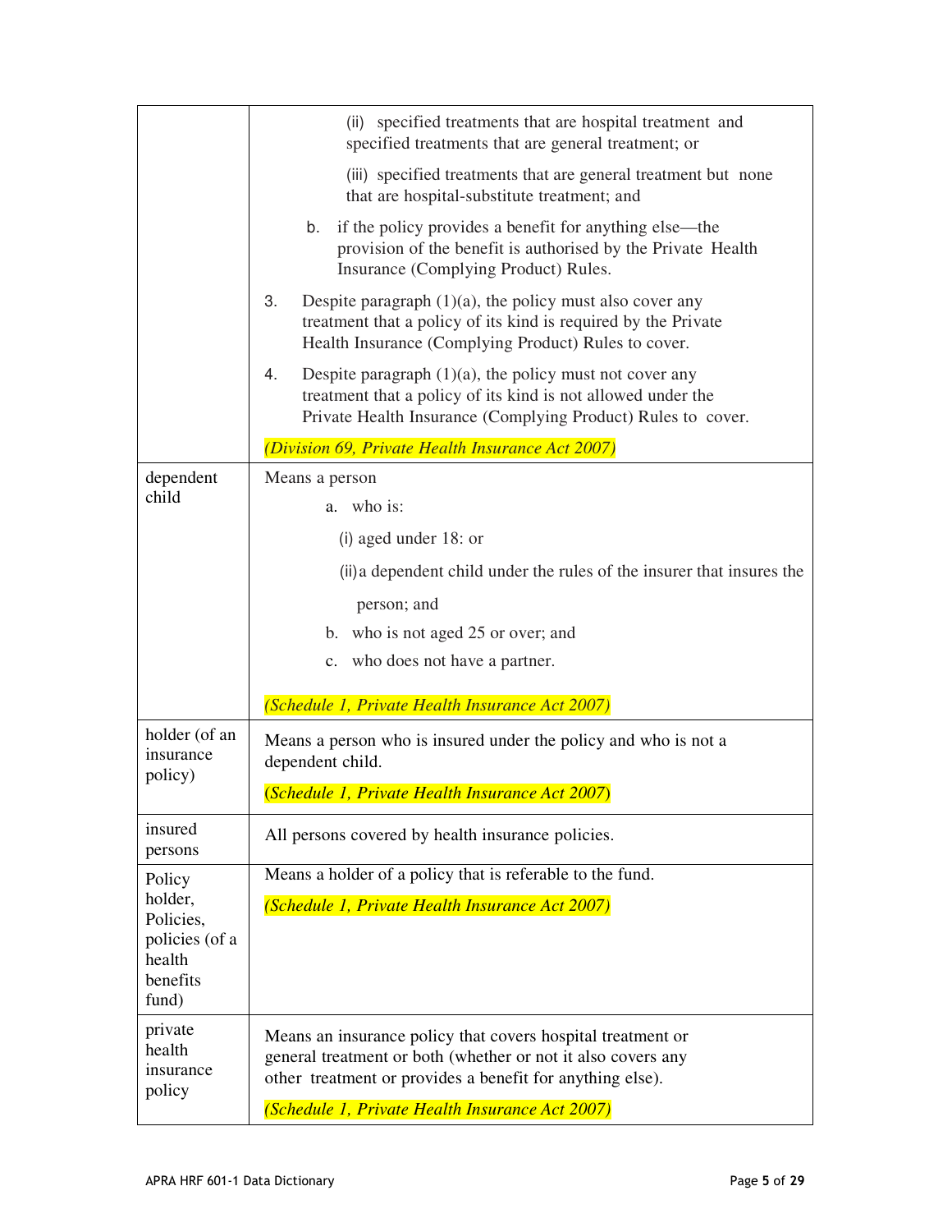| | |
|---|---|
| | (ii) specified treatments that are hospital treatment and specified treatments that are general treatment; or<br><br>(iii) specified treatments that are general treatment but none that are hospital-substitute treatment; and<br><br>b. if the policy provides a benefit for anything else—the provision of the benefit is authorised by the Private Health Insurance (Complying Product) Rules.<br><br>3. Despite paragraph (1)(a), the policy must also cover any treatment that a policy of its kind is required by the Private Health Insurance (Complying Product) Rules to cover.<br><br>4. Despite paragraph (1)(a), the policy must not cover any treatment that a policy of its kind is not allowed under the Private Health Insurance (Complying Product) Rules to cover.<br><br>*(Division 69, Private Health Insurance Act 2007)* |
| dependent child | Means a person<br><br>a. who is:<br><br>(i) aged under 18: or<br><br>(ii) a dependent child under the rules of the insurer that insures the person; and<br><br>b. who is not aged 25 or over; and<br><br>c. who does not have a partner.<br><br>*(Schedule 1, Private Health Insurance Act 2007)* |
| holder (of an insurance policy) | Means a person who is insured under the policy and who is not a dependent child.<br><br>*(Schedule 1, Private Health Insurance Act 2007)* |
| insured persons | All persons covered by health insurance policies. |
| Policy holder, Policies, policies (of a health benefits fund) | Means a holder of a policy that is referable to the fund.<br><br>*(Schedule 1, Private Health Insurance Act 2007)* |
| private health insurance policy | Means an insurance policy that covers hospital treatment or general treatment or both (whether or not it also covers any other treatment or provides a benefit for anything else).<br><br>*(Schedule 1, Private Health Insurance Act 2007)* |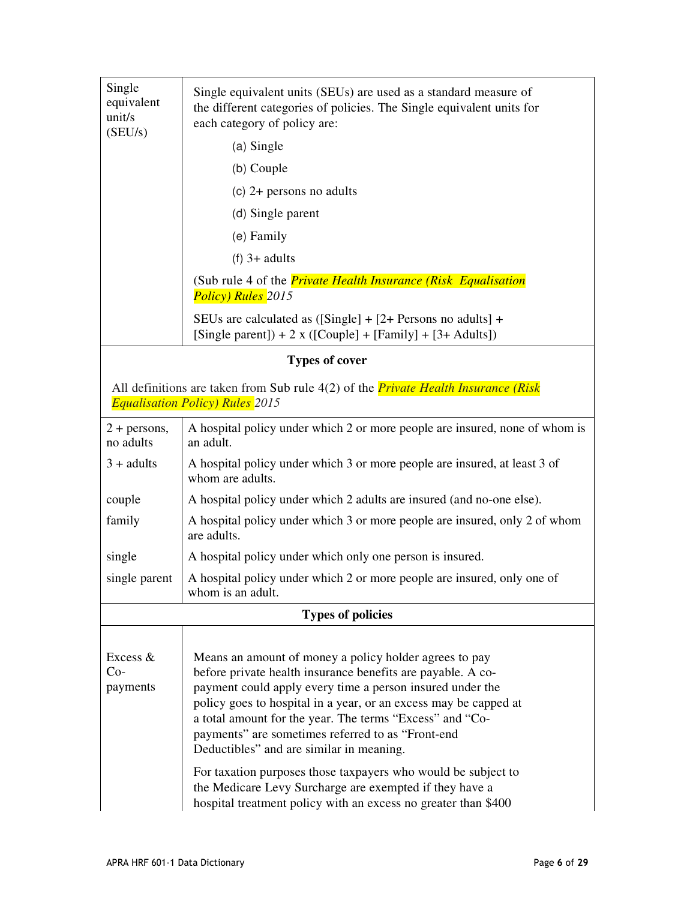| | |
|---|---|
| Single equivalent unit/s (SEU/s) | Single equivalent units (SEUs) are used as a standard measure of the different categories of policies. The Single equivalent units for each category of policy are:<br>(a) Single<br>(b) Couple<br>(c) 2+ persons no adults<br>(d) Single parent<br>(e) Family<br>(f) 3+ adults<br>(Sub rule 4 of the *Private Health Insurance (Risk Equalisation Policy) Rules* 2015<br>SEUs are calculated as ([Single] + [2+ Persons no adults] + [Single parent]) + 2 x ([Couple] + [Family] + [3+ Adults]) |
| **Types of cover** | |
| All definitions are taken from Sub rule 4(2) of the *Private Health Insurance (Risk Equalisation Policy) Rules* 2015 | |
| 2 + persons, no adults | A hospital policy under which 2 or more people are insured, none of whom is an adult. |
| 3 + adults | A hospital policy under which 3 or more people are insured, at least 3 of whom are adults. |
| couple | A hospital policy under which 2 adults are insured (and no-one else). |
| family | A hospital policy under which 3 or more people are insured, only 2 of whom are adults. |
| single | A hospital policy under which only one person is insured. |
| single parent | A hospital policy under which 2 or more people are insured, only one of whom is an adult. |
| **Types of policies** | |
| Excess & Co-payments | Means an amount of money a policy holder agrees to pay before private health insurance benefits are payable. A co-payment could apply every time a person insured under the policy goes to hospital in a year, or an excess may be capped at a total amount for the year. The terms "Excess" and "Co-payments" are sometimes referred to as "Front-end Deductibles" and are similar in meaning.<br>For taxation purposes those taxpayers who would be subject to the Medicare Levy Surcharge are exempted if they have a hospital treatment policy with an excess no greater than $400 |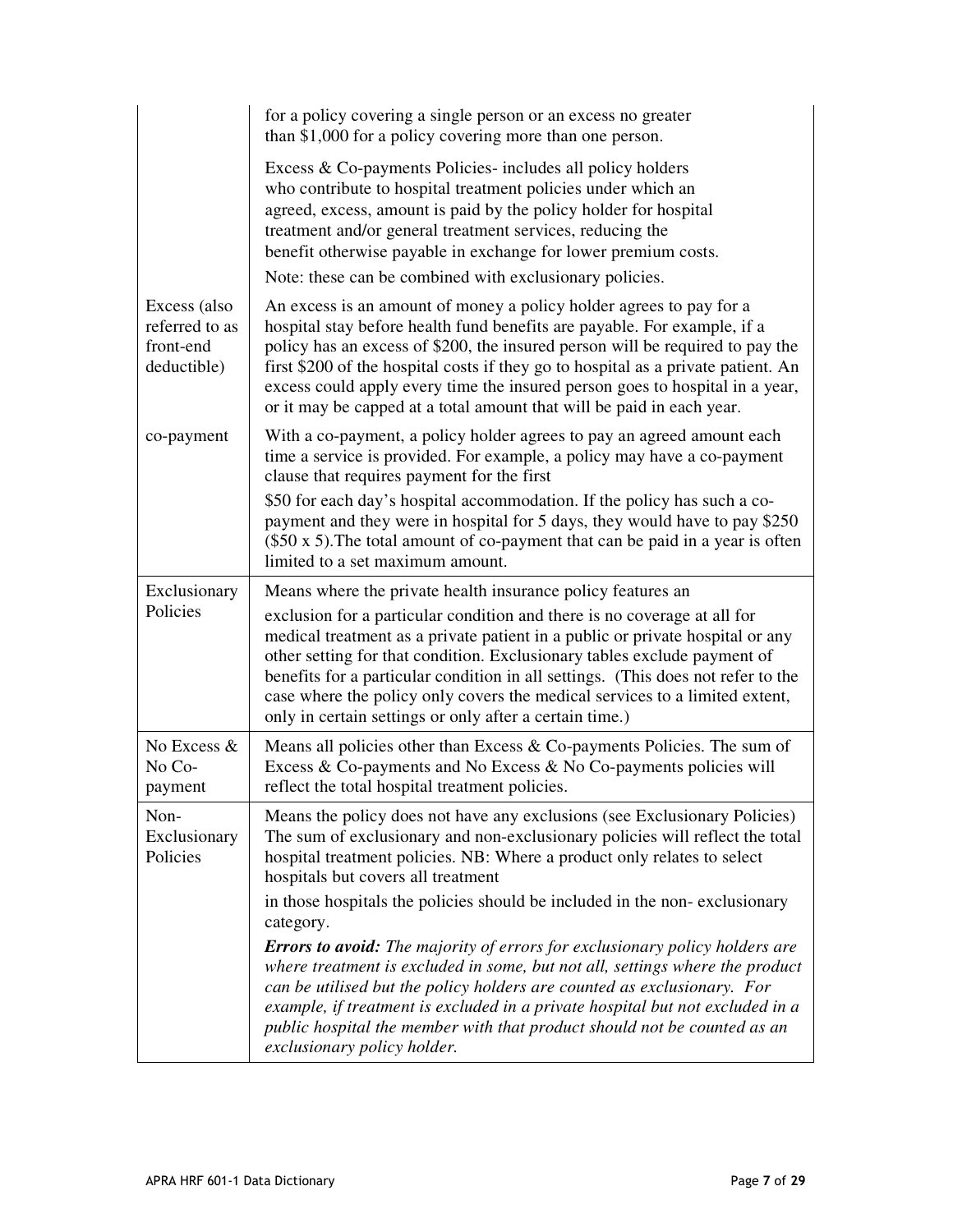| | |
|---|---|
| | for a policy covering a single person or an excess no greater than $1,000 for a policy covering more than one person.<br><br>Excess & Co-payments Policies- includes all policy holders who contribute to hospital treatment policies under which an agreed, excess, amount is paid by the policy holder for hospital treatment and/or general treatment services, reducing the benefit otherwise payable in exchange for lower premium costs.<br><br>Note: these can be combined with exclusionary policies. |
| Excess (also referred to as front-end deductible) | An excess is an amount of money a policy holder agrees to pay for a hospital stay before health fund benefits are payable. For example, if a policy has an excess of $200, the insured person will be required to pay the first $200 of the hospital costs if they go to hospital as a private patient. An excess could apply every time the insured person goes to hospital in a year, or it may be capped at a total amount that will be paid in each year. |
| co-payment | With a co-payment, a policy holder agrees to pay an agreed amount each time a service is provided. For example, a policy may have a co-payment clause that requires payment for the first<br><br>$50 for each day's hospital accommodation. If the policy has such a co-payment and they were in hospital for 5 days, they would have to pay $250 ($50 x 5).The total amount of co-payment that can be paid in a year is often limited to a set maximum amount. |
| Exclusionary Policies | Means where the private health insurance policy features an<br><br>exclusion for a particular condition and there is no coverage at all for medical treatment as a private patient in a public or private hospital or any other setting for that condition. Exclusionary tables exclude payment of benefits for a particular condition in all settings. (This does not refer to the case where the policy only covers the medical services to a limited extent, only in certain settings or only after a certain time.) |
| No Excess & No Co-payment | Means all policies other than Excess & Co-payments Policies. The sum of Excess & Co-payments and No Excess & No Co-payments policies will reflect the total hospital treatment policies. |
| Non-Exclusionary Policies | Means the policy does not have any exclusions (see Exclusionary Policies) The sum of exclusionary and non-exclusionary policies will reflect the total hospital treatment policies. NB: Where a product only relates to select hospitals but covers all treatment<br><br>in those hospitals the policies should be included in the non- exclusionary category.<br><br>***Errors to avoid:*** *The majority of errors for exclusionary policy holders are where treatment is excluded in some, but not all, settings where the product can be utilised but the policy holders are counted as exclusionary. For example, if treatment is excluded in a private hospital but not excluded in a public hospital the member with that product should not be counted as an exclusionary policy holder.* |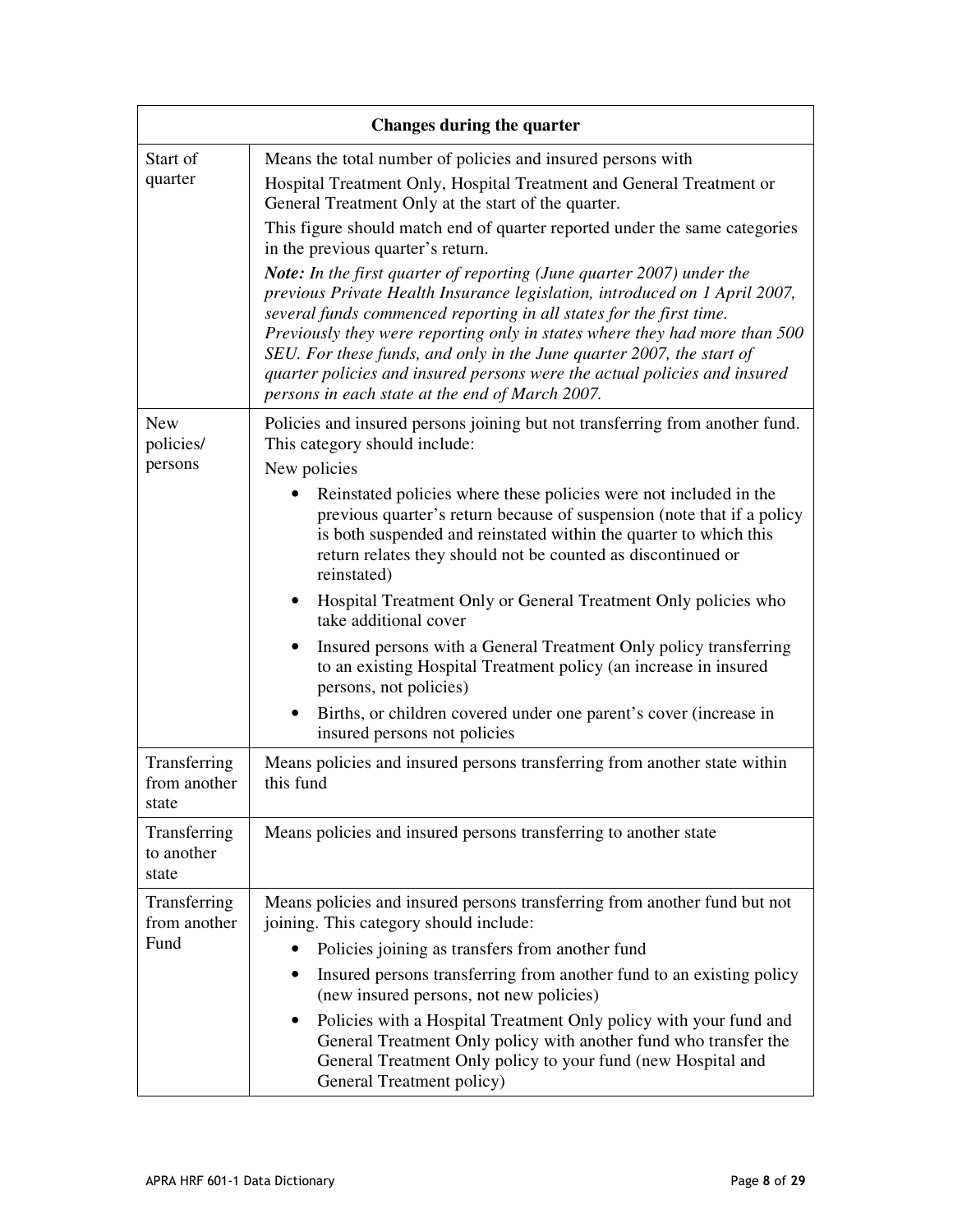| Changes during the quarter | |
|---|---|
| Start of quarter | Means the total number of policies and insured persons with Hospital Treatment Only, Hospital Treatment and General Treatment or General Treatment Only at the start of the quarter.<br><br>This figure should match end of quarter reported under the same categories in the previous quarter's return.<br><br>***Note:*** *In the first quarter of reporting (June quarter 2007) under the previous Private Health Insurance legislation, introduced on 1 April 2007, several funds commenced reporting in all states for the first time. Previously they were reporting only in states where they had more than 500 SEU. For these funds, and only in the June quarter 2007, the start of quarter policies and insured persons were the actual policies and insured persons in each state at the end of March 2007.* |
| New policies/ persons | Policies and insured persons joining but not transferring from another fund. This category should include:<br><br>New policies<br><br>• Reinstated policies where these policies were not included in the previous quarter's return because of suspension (note that if a policy is both suspended and reinstated within the quarter to which this return relates they should not be counted as discontinued or reinstated)<br>• Hospital Treatment Only or General Treatment Only policies who take additional cover<br>• Insured persons with a General Treatment Only policy transferring to an existing Hospital Treatment policy (an increase in insured persons, not policies)<br>• Births, or children covered under one parent's cover (increase in insured persons not policies |
| Transferring from another state | Means policies and insured persons transferring from another state within this fund |
| Transferring to another state | Means policies and insured persons transferring to another state |
| Transferring from another Fund | Means policies and insured persons transferring from another fund but not joining. This category should include:<br><br>• Policies joining as transfers from another fund<br>• Insured persons transferring from another fund to an existing policy (new insured persons, not new policies)<br>• Policies with a Hospital Treatment Only policy with your fund and General Treatment Only policy with another fund who transfer the General Treatment Only policy to your fund (new Hospital and General Treatment policy) |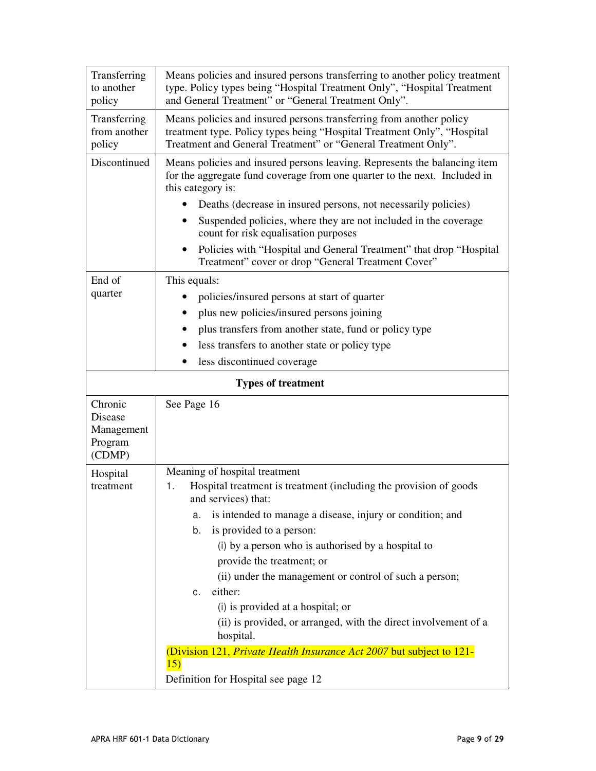| | |
|---|---|
| Transferring to another policy | Means policies and insured persons transferring to another policy treatment type. Policy types being "Hospital Treatment Only", "Hospital Treatment and General Treatment" or "General Treatment Only". |
| Transferring from another policy | Means policies and insured persons transferring from another policy treatment type. Policy types being "Hospital Treatment Only", "Hospital Treatment and General Treatment" or "General Treatment Only". |
| Discontinued | Means policies and insured persons leaving. Represents the balancing item for the aggregate fund coverage from one quarter to the next. Included in this category is:<br>• Deaths (decrease in insured persons, not necessarily policies)<br>• Suspended policies, where they are not included in the coverage count for risk equalisation purposes<br>• Policies with "Hospital and General Treatment" that drop "Hospital Treatment" cover or drop "General Treatment Cover" |
| End of quarter | This equals:<br>• policies/insured persons at start of quarter<br>• plus new policies/insured persons joining<br>• plus transfers from another state, fund or policy type<br>• less transfers to another state or policy type<br>• less discontinued coverage |
| **Types of treatment** | |
| Chronic Disease Management Program (CDMP) | See Page 16 |
| Hospital treatment | Meaning of hospital treatment<br>1. Hospital treatment is treatment (including the provision of goods and services) that:<br>a. is intended to manage a disease, injury or condition; and<br>b. is provided to a person:<br>(i) by a person who is authorised by a hospital to provide the treatment; or<br>(ii) under the management or control of such a person;<br>c. either:<br>(i) is provided at a hospital; or<br>(ii) is provided, or arranged, with the direct involvement of a hospital.<br>(Division 121, *Private Health Insurance Act 2007* but subject to 121-15)<br>Definition for Hospital see page 12 |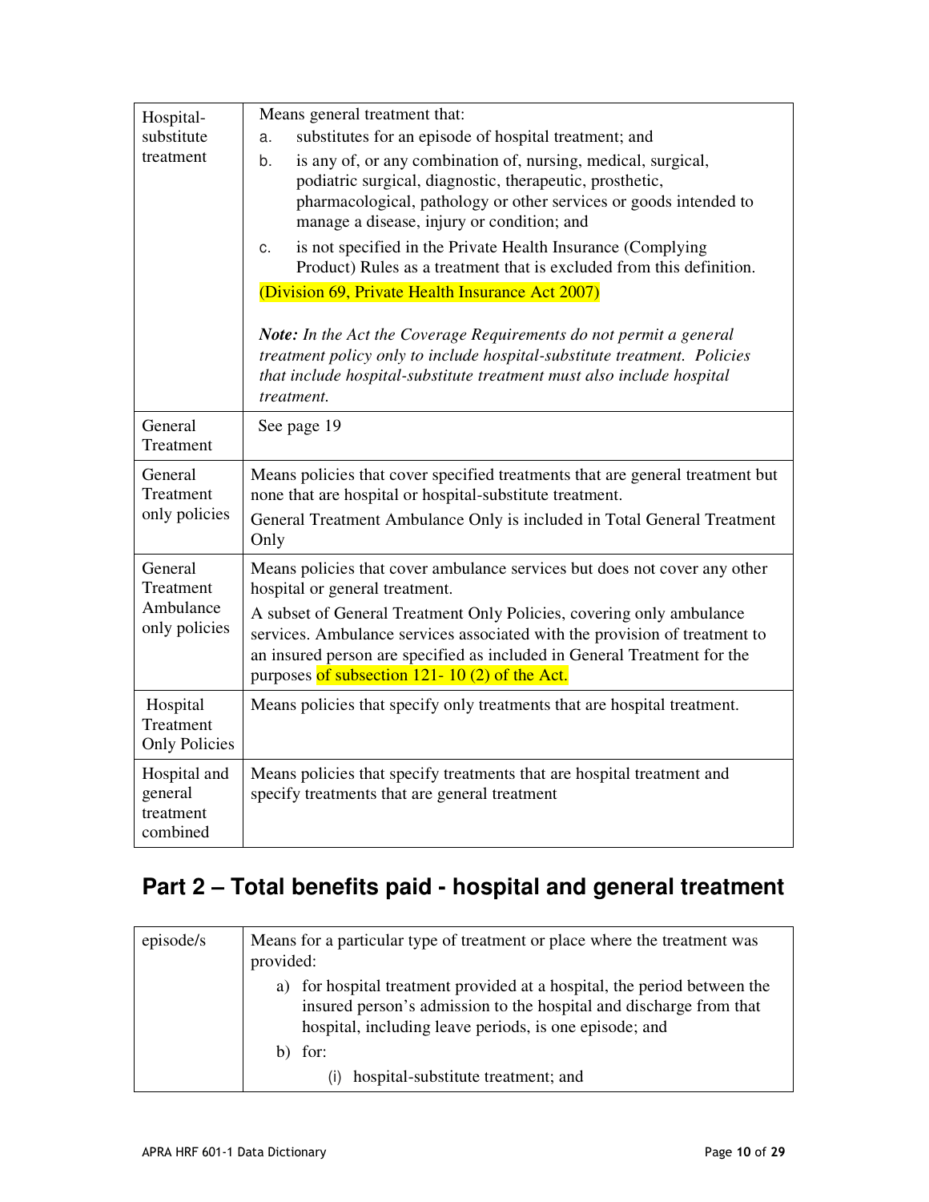| | |
|---|---|
| Hospital-substitute treatment | Means general treatment that:<br>a. substitutes for an episode of hospital treatment; and<br>b. is any of, or any combination of, nursing, medical, surgical, podiatric surgical, diagnostic, therapeutic, prosthetic, pharmacological, pathology or other services or goods intended to manage a disease, injury or condition; and<br>c. is not specified in the Private Health Insurance (Complying Product) Rules as a treatment that is excluded from this definition.<br>(Division 69, Private Health Insurance Act 2007)<br><br>***Note:*** *In the Act the Coverage Requirements do not permit a general treatment policy only to include hospital-substitute treatment. Policies that include hospital-substitute treatment must also include hospital treatment.* |
| General Treatment | See page 19 |
| General Treatment only policies | Means policies that cover specified treatments that are general treatment but none that are hospital or hospital-substitute treatment.<br>General Treatment Ambulance Only is included in Total General Treatment Only |
| General Treatment Ambulance only policies | Means policies that cover ambulance services but does not cover any other hospital or general treatment.<br>A subset of General Treatment Only Policies, covering only ambulance services. Ambulance services associated with the provision of treatment to an insured person are specified as included in General Treatment for the purposes of subsection 121- 10 (2) of the Act. |
| Hospital Treatment Only Policies | Means policies that specify only treatments that are hospital treatment. |
| Hospital and general treatment combined | Means policies that specify treatments that are hospital treatment and specify treatments that are general treatment |

## Part 2 – Total benefits paid - hospital and general treatment

| | |
|---|---|
| episode/s | Means for a particular type of treatment or place where the treatment was provided:<br>a) for hospital treatment provided at a hospital, the period between the insured person's admission to the hospital and discharge from that hospital, including leave periods, is one episode; and<br>b) for:<br>(i) hospital-substitute treatment; and |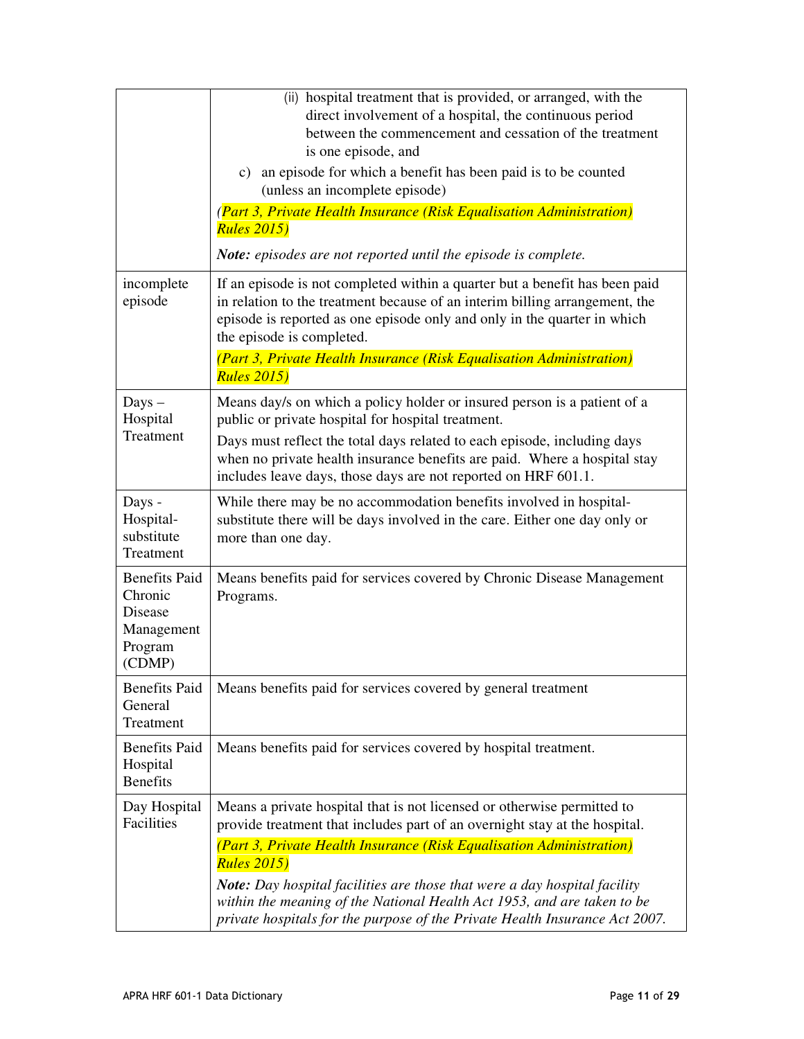| | |
|---|---|
| | (ii) hospital treatment that is provided, or arranged, with the direct involvement of a hospital, the continuous period between the commencement and cessation of the treatment is one episode, and<br>c) an episode for which a benefit has been paid is to be counted (unless an incomplete episode)<br>*(Part 3, Private Health Insurance (Risk Equalisation Administration) Rules 2015)*<br>***Note:*** *episodes are not reported until the episode is complete.* |
| incomplete episode | If an episode is not completed within a quarter but a benefit has been paid in relation to the treatment because of an interim billing arrangement, the episode is reported as one episode only and only in the quarter in which the episode is completed.<br>*(Part 3, Private Health Insurance (Risk Equalisation Administration) Rules 2015)* |
| Days – Hospital Treatment | Means day/s on which a policy holder or insured person is a patient of a public or private hospital for hospital treatment.<br>Days must reflect the total days related to each episode, including days when no private health insurance benefits are paid. Where a hospital stay includes leave days, those days are not reported on HRF 601.1. |
| Days - Hospital-substitute Treatment | While there may be no accommodation benefits involved in hospital-substitute there will be days involved in the care. Either one day only or more than one day. |
| Benefits Paid Chronic Disease Management Program (CDMP) | Means benefits paid for services covered by Chronic Disease Management Programs. |
| Benefits Paid General Treatment | Means benefits paid for services covered by general treatment |
| Benefits Paid Hospital Benefits | Means benefits paid for services covered by hospital treatment. |
| Day Hospital Facilities | Means a private hospital that is not licensed or otherwise permitted to provide treatment that includes part of an overnight stay at the hospital.<br>*(Part 3, Private Health Insurance (Risk Equalisation Administration) Rules 2015)*<br>***Note:*** *Day hospital facilities are those that were a day hospital facility within the meaning of the National Health Act 1953, and are taken to be private hospitals for the purpose of the Private Health Insurance Act 2007.* |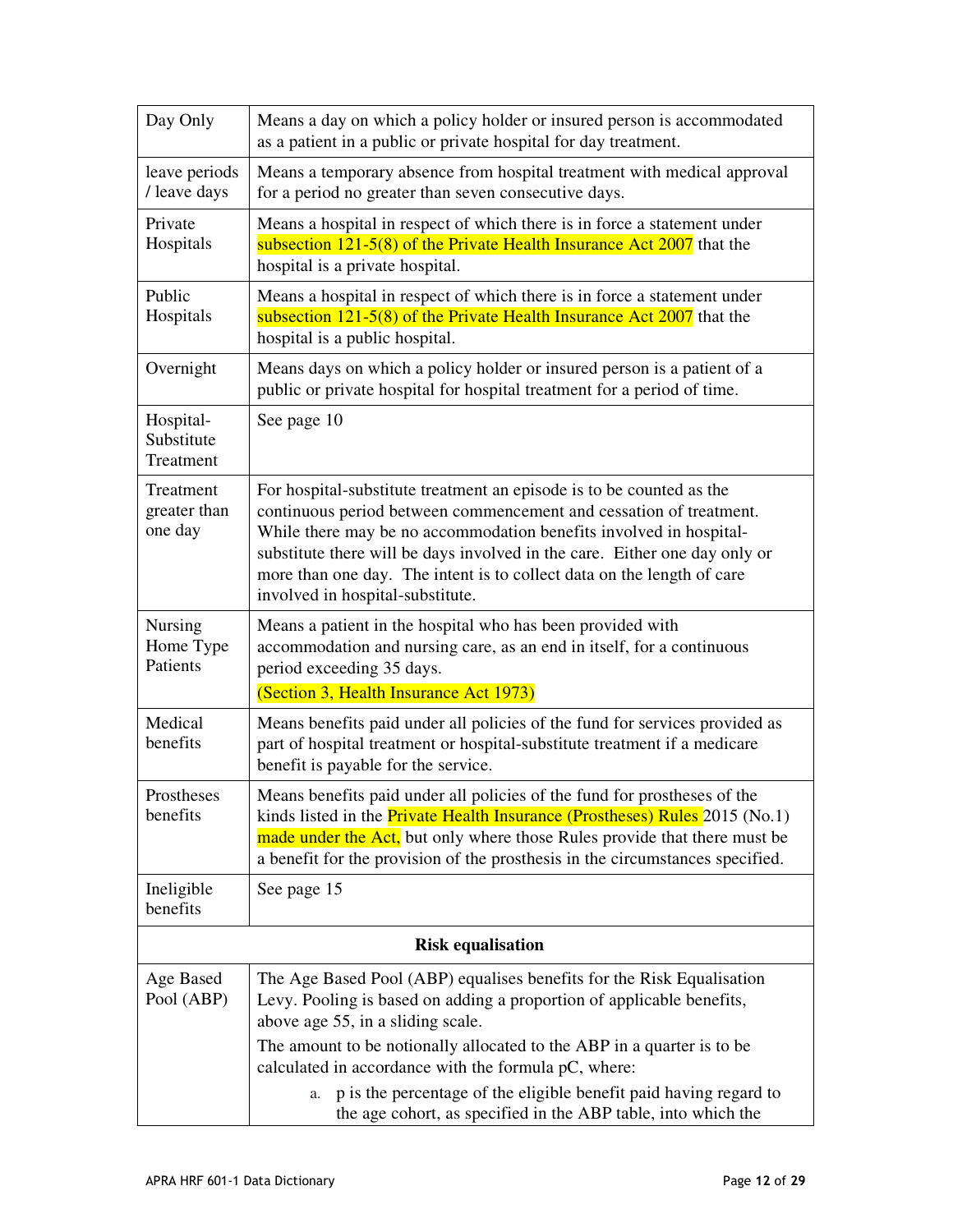| | |
|---|---|
| Day Only | Means a day on which a policy holder or insured person is accommodated as a patient in a public or private hospital for day treatment. |
| leave periods / leave days | Means a temporary absence from hospital treatment with medical approval for a period no greater than seven consecutive days. |
| Private Hospitals | Means a hospital in respect of which there is in force a statement under subsection 121-5(8) of the Private Health Insurance Act 2007 that the hospital is a private hospital. |
| Public Hospitals | Means a hospital in respect of which there is in force a statement under subsection 121-5(8) of the Private Health Insurance Act 2007 that the hospital is a public hospital. |
| Overnight | Means days on which a policy holder or insured person is a patient of a public or private hospital for hospital treatment for a period of time. |
| Hospital-Substitute Treatment | See page 10 |
| Treatment greater than one day | For hospital-substitute treatment an episode is to be counted as the continuous period between commencement and cessation of treatment. While there may be no accommodation benefits involved in hospital-substitute there will be days involved in the care. Either one day only or more than one day. The intent is to collect data on the length of care involved in hospital-substitute. |
| Nursing Home Type Patients | Means a patient in the hospital who has been provided with accommodation and nursing care, as an end in itself, for a continuous period exceeding 35 days. (Section 3, Health Insurance Act 1973) |
| Medical benefits | Means benefits paid under all policies of the fund for services provided as part of hospital treatment or hospital-substitute treatment if a medicare benefit is payable for the service. |
| Prostheses benefits | Means benefits paid under all policies of the fund for prostheses of the kinds listed in the Private Health Insurance (Prostheses) Rules 2015 (No.1) made under the Act, but only where those Rules provide that there must be a benefit for the provision of the prosthesis in the circumstances specified. |
| Ineligible benefits | See page 15 |
| **Risk equalisation** | |
| Age Based Pool (ABP) | The Age Based Pool (ABP) equalises benefits for the Risk Equalisation Levy. Pooling is based on adding a proportion of applicable benefits, above age 55, in a sliding scale.<br>The amount to be notionally allocated to the ABP in a quarter is to be calculated in accordance with the formula pC, where:<br>a. p is the percentage of the eligible benefit paid having regard to the age cohort, as specified in the ABP table, into which the |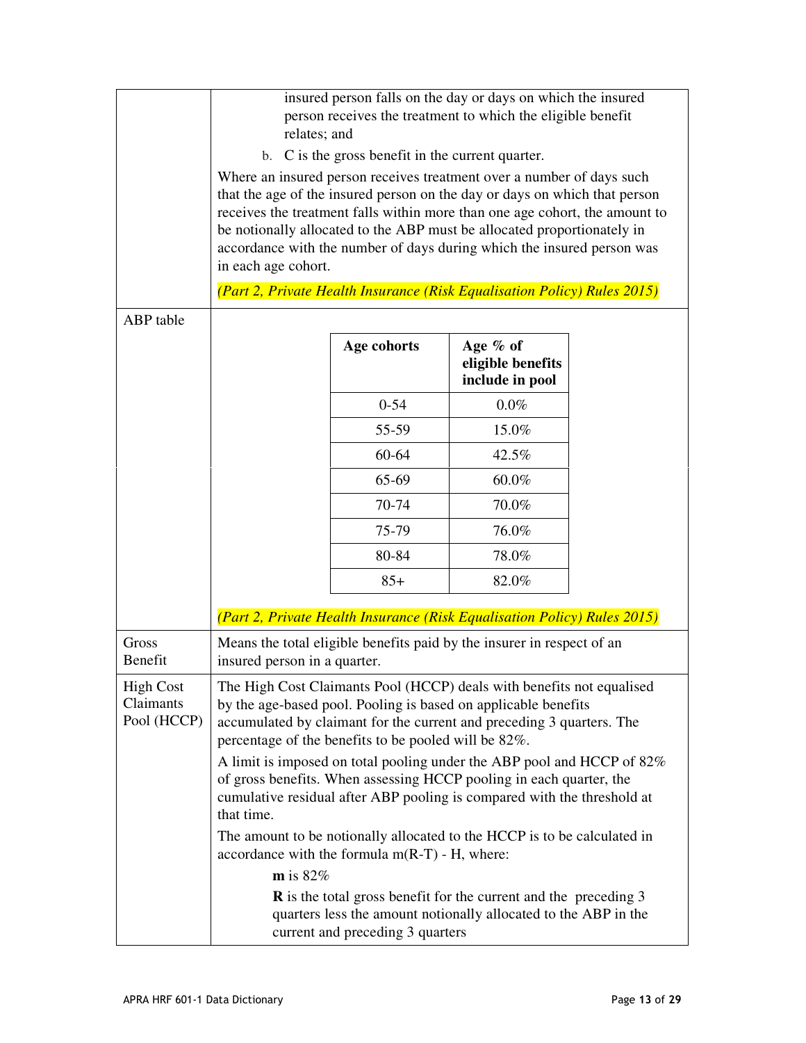| | |
|---|---|
| | insured person falls on the day or days on which the insured person receives the treatment to which the eligible benefit relates; and<br>b. C is the gross benefit in the current quarter.<br>Where an insured person receives treatment over a number of days such that the age of the insured person on the day or days on which that person receives the treatment falls within more than one age cohort, the amount to be notionally allocated to the ABP must be allocated proportionately in accordance with the number of days during which the insured person was in each age cohort.<br>*(Part 2, Private Health Insurance (Risk Equalisation Policy) Rules 2015)* |
| ABP table | **Age cohorts** / **Age % of eligible benefits include in pool**:<br>0-54: 0.0%<br>55-59: 15.0%<br>60-64: 42.5%<br>65-69: 60.0%<br>70-74: 70.0%<br>75-79: 76.0%<br>80-84: 78.0%<br>85+: 82.0%<br>*(Part 2, Private Health Insurance (Risk Equalisation Policy) Rules 2015)* |
| Gross Benefit | Means the total eligible benefits paid by the insurer in respect of an insured person in a quarter. |
| High Cost Claimants Pool (HCCP) | The High Cost Claimants Pool (HCCP) deals with benefits not equalised by the age-based pool. Pooling is based on applicable benefits accumulated by claimant for the current and preceding 3 quarters. The percentage of the benefits to be pooled will be 82%.<br>A limit is imposed on total pooling under the ABP pool and HCCP of 82% of gross benefits. When assessing HCCP pooling in each quarter, the cumulative residual after ABP pooling is compared with the threshold at that time.<br>The amount to be notionally allocated to the HCCP is to be calculated in accordance with the formula $m(R-T) - H$, where:<br>**m** is 82%<br>**R** is the total gross benefit for the current and the preceding 3 quarters less the amount notionally allocated to the ABP in the current and preceding 3 quarters |

ABP table:

| Age cohorts | Age % of eligible benefits include in pool |
|---|---|
| 0-54 | 0.0% |
| 55-59 | 15.0% |
| 60-64 | 42.5% |
| 65-69 | 60.0% |
| 70-74 | 70.0% |
| 75-79 | 76.0% |
| 80-84 | 78.0% |
| 85+ | 82.0% |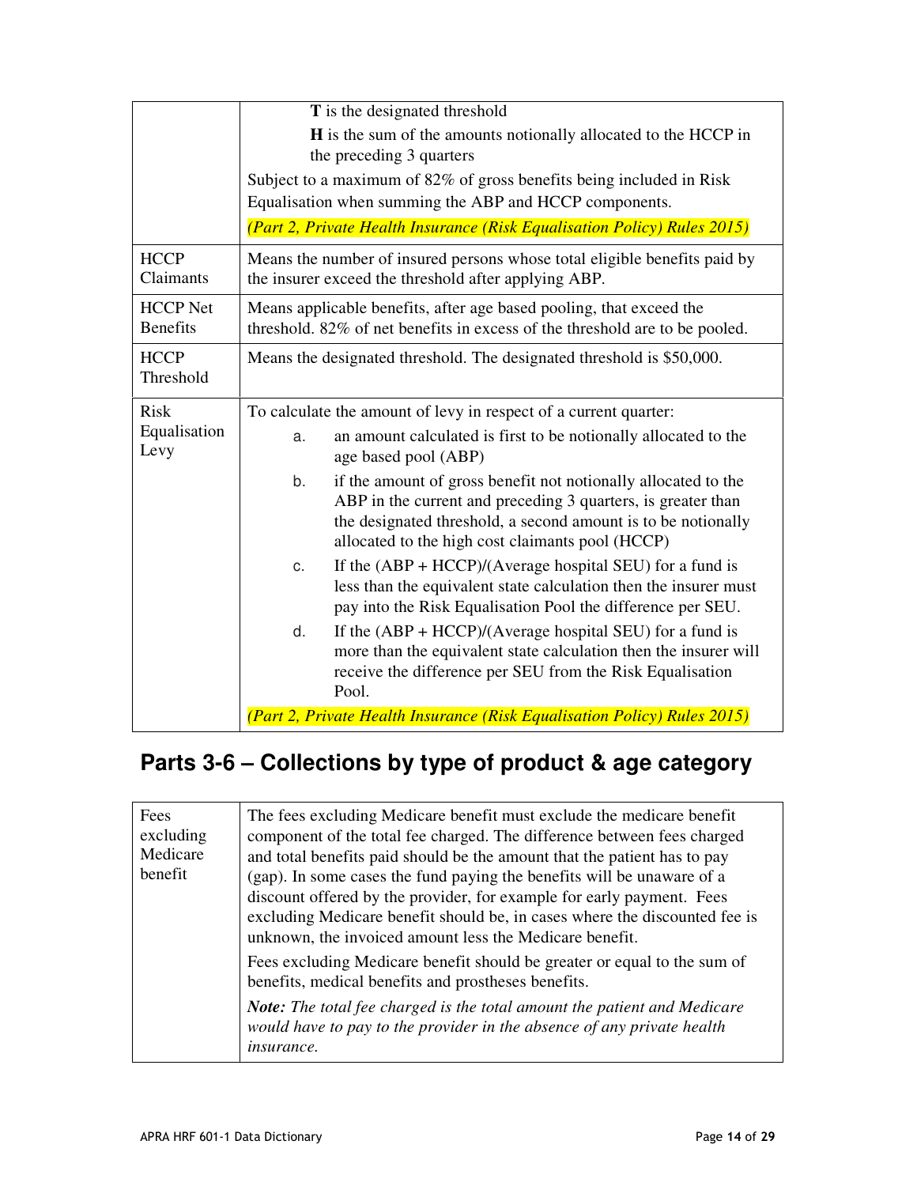| | |
|---|---|
| | **T** is the designated threshold<br>**H** is the sum of the amounts notionally allocated to the HCCP in the preceding 3 quarters<br>Subject to a maximum of 82% of gross benefits being included in Risk Equalisation when summing the ABP and HCCP components.<br>*(Part 2, Private Health Insurance (Risk Equalisation Policy) Rules 2015)* |
| HCCP Claimants | Means the number of insured persons whose total eligible benefits paid by the insurer exceed the threshold after applying ABP. |
| HCCP Net Benefits | Means applicable benefits, after age based pooling, that exceed the threshold. 82% of net benefits in excess of the threshold are to be pooled. |
| HCCP Threshold | Means the designated threshold. The designated threshold is $50,000. |
| Risk Equalisation Levy | To calculate the amount of levy in respect of a current quarter:<br>a. an amount calculated is first to be notionally allocated to the age based pool (ABP)<br>b. if the amount of gross benefit not notionally allocated to the ABP in the current and preceding 3 quarters, is greater than the designated threshold, a second amount is to be notionally allocated to the high cost claimants pool (HCCP)<br>c. If the (ABP + HCCP)/(Average hospital SEU) for a fund is less than the equivalent state calculation then the insurer must pay into the Risk Equalisation Pool the difference per SEU.<br>d. If the (ABP + HCCP)/(Average hospital SEU) for a fund is more than the equivalent state calculation then the insurer will receive the difference per SEU from the Risk Equalisation Pool.<br>*(Part 2, Private Health Insurance (Risk Equalisation Policy) Rules 2015)* |

## Parts 3-6 – Collections by type of product & age category

| | |
|---|---|
| Fees excluding Medicare benefit | The fees excluding Medicare benefit must exclude the medicare benefit component of the total fee charged. The difference between fees charged and total benefits paid should be the amount that the patient has to pay (gap). In some cases the fund paying the benefits will be unaware of a discount offered by the provider, for example for early payment. Fees excluding Medicare benefit should be, in cases where the discounted fee is unknown, the invoiced amount less the Medicare benefit.<br>Fees excluding Medicare benefit should be greater or equal to the sum of benefits, medical benefits and prostheses benefits.<br>***Note:*** *The total fee charged is the total amount the patient and Medicare would have to pay to the provider in the absence of any private health insurance.* |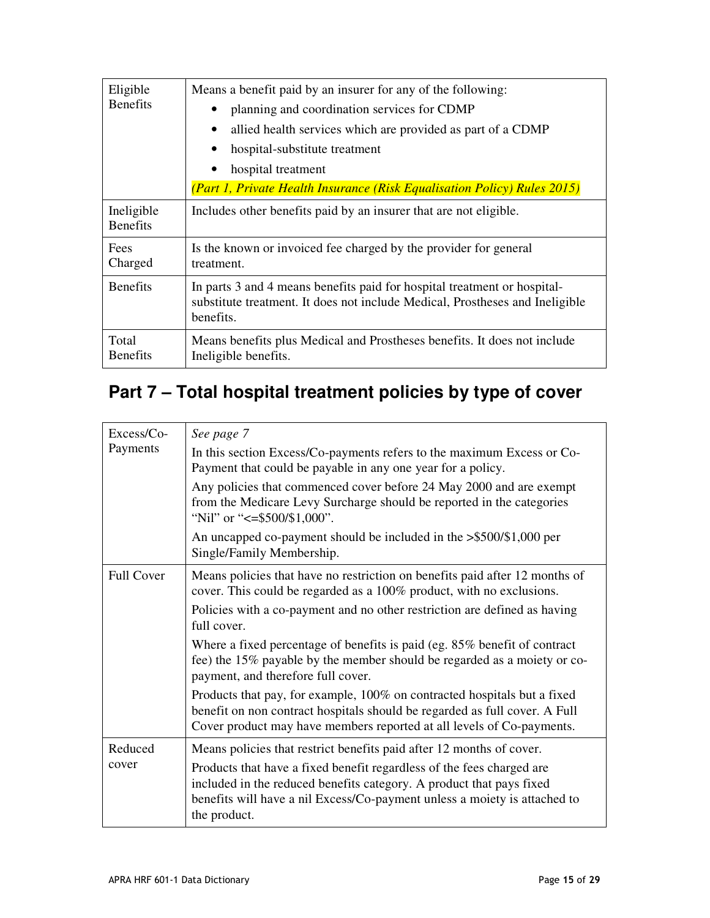| | |
|---|---|
| Eligible Benefits | Means a benefit paid by an insurer for any of the following:<br>• planning and coordination services for CDMP<br>• allied health services which are provided as part of a CDMP<br>• hospital-substitute treatment<br>• hospital treatment<br>*(Part 1, Private Health Insurance (Risk Equalisation Policy) Rules 2015)* |
| Ineligible Benefits | Includes other benefits paid by an insurer that are not eligible. |
| Fees Charged | Is the known or invoiced fee charged by the provider for general treatment. |
| Benefits | In parts 3 and 4 means benefits paid for hospital treatment or hospital-substitute treatment. It does not include Medical, Prostheses and Ineligible benefits. |
| Total Benefits | Means benefits plus Medical and Prostheses benefits. It does not include Ineligible benefits. |

## Part 7 – Total hospital treatment policies by type of cover

| | |
|---|---|
| Excess/Co-Payments | *See page 7*<br>In this section Excess/Co-payments refers to the maximum Excess or Co-Payment that could be payable in any one year for a policy.<br>Any policies that commenced cover before 24 May 2000 and are exempt from the Medicare Levy Surcharge should be reported in the categories "Nil" or "<=$500/$1,000".<br>An uncapped co-payment should be included in the >$500/$1,000 per Single/Family Membership. |
| Full Cover | Means policies that have no restriction on benefits paid after 12 months of cover. This could be regarded as a 100% product, with no exclusions.<br>Policies with a co-payment and no other restriction are defined as having full cover.<br>Where a fixed percentage of benefits is paid (eg. 85% benefit of contract fee) the 15% payable by the member should be regarded as a moiety or co-payment, and therefore full cover.<br>Products that pay, for example, 100% on contracted hospitals but a fixed benefit on non contract hospitals should be regarded as full cover. A Full Cover product may have members reported at all levels of Co-payments. |
| Reduced cover | Means policies that restrict benefits paid after 12 months of cover.<br>Products that have a fixed benefit regardless of the fees charged are included in the reduced benefits category. A product that pays fixed benefits will have a nil Excess/Co-payment unless a moiety is attached to the product. |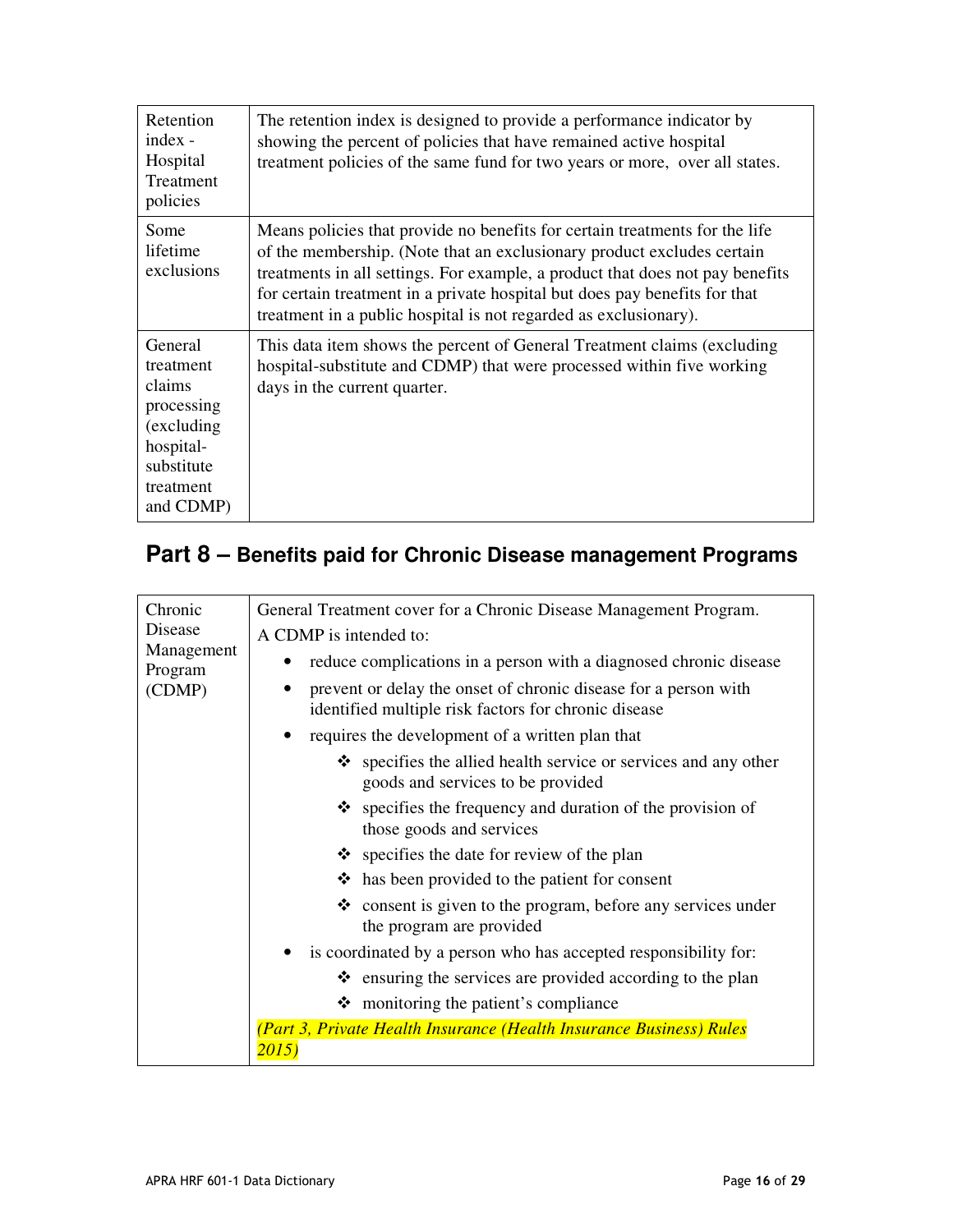| Retention index - Hospital Treatment policies | The retention index is designed to provide a performance indicator by showing the percent of policies that have remained active hospital treatment policies of the same fund for two years or more, over all states. |
|---|---|
| Some lifetime exclusions | Means policies that provide no benefits for certain treatments for the life of the membership. (Note that an exclusionary product excludes certain treatments in all settings. For example, a product that does not pay benefits for certain treatment in a private hospital but does pay benefits for that treatment in a public hospital is not regarded as exclusionary). |
| General treatment claims processing (excluding hospital-substitute treatment and CDMP) | This data item shows the percent of General Treatment claims (excluding hospital-substitute and CDMP) that were processed within five working days in the current quarter. |

## Part 8 – Benefits paid for Chronic Disease management Programs

| Chronic Disease Management Program (CDMP) | General Treatment cover for a Chronic Disease Management Program.<br>A CDMP is intended to:<br>• reduce complications in a person with a diagnosed chronic disease<br>• prevent or delay the onset of chronic disease for a person with identified multiple risk factors for chronic disease<br>• requires the development of a written plan that<br>&nbsp;&nbsp;&nbsp;&nbsp;❖ specifies the allied health service or services and any other goods and services to be provided<br>&nbsp;&nbsp;&nbsp;&nbsp;❖ specifies the frequency and duration of the provision of those goods and services<br>&nbsp;&nbsp;&nbsp;&nbsp;❖ specifies the date for review of the plan<br>&nbsp;&nbsp;&nbsp;&nbsp;❖ has been provided to the patient for consent<br>&nbsp;&nbsp;&nbsp;&nbsp;❖ consent is given to the program, before any services under the program are provided<br>• is coordinated by a person who has accepted responsibility for:<br>&nbsp;&nbsp;&nbsp;&nbsp;❖ ensuring the services are provided according to the plan<br>&nbsp;&nbsp;&nbsp;&nbsp;❖ monitoring the patient's compliance<br>*(Part 3, Private Health Insurance (Health Insurance Business) Rules 2015)* |
|---|---|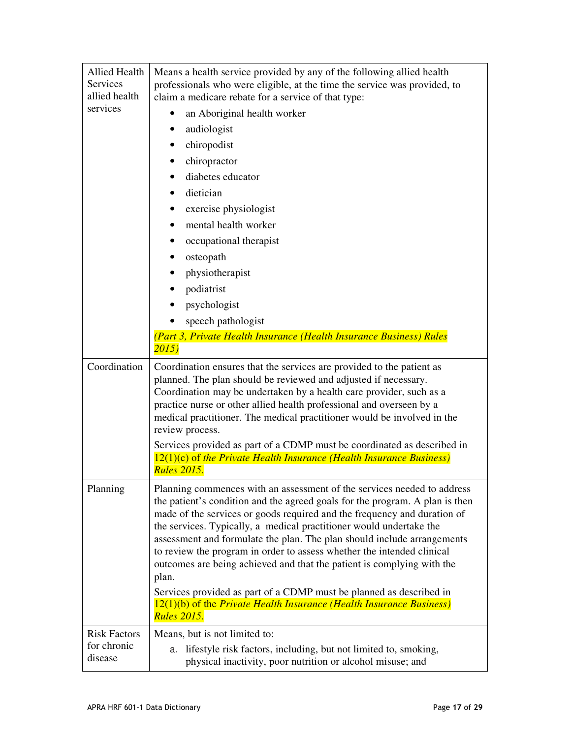| | |
|---|---|
| Allied Health Services allied health services | Means a health service provided by any of the following allied health professionals who were eligible, at the time the service was provided, to claim a medicare rebate for a service of that type: <br>• an Aboriginal health worker <br>• audiologist <br>• chiropodist <br>• chiropractor <br>• diabetes educator <br>• dietician <br>• exercise physiologist <br>• mental health worker <br>• occupational therapist <br>• osteopath <br>• physiotherapist <br>• podiatrist <br>• psychologist <br>• speech pathologist <br>*(Part 3, Private Health Insurance (Health Insurance Business) Rules 2015)* |
| Coordination | Coordination ensures that the services are provided to the patient as planned. The plan should be reviewed and adjusted if necessary. Coordination may be undertaken by a health care provider, such as a practice nurse or other allied health professional and overseen by a medical practitioner. The medical practitioner would be involved in the review process. <br>Services provided as part of a CDMP must be coordinated as described in 12(1)(c) of *the Private Health Insurance (Health Insurance Business) Rules 2015.* |
| Planning | Planning commences with an assessment of the services needed to address the patient's condition and the agreed goals for the program. A plan is then made of the services or goods required and the frequency and duration of the services. Typically, a medical practitioner would undertake the assessment and formulate the plan. The plan should include arrangements to review the program in order to assess whether the intended clinical outcomes are being achieved and that the patient is complying with the plan. <br>Services provided as part of a CDMP must be planned as described in 12(1)(b) of the *Private Health Insurance (Health Insurance Business) Rules 2015.* |
| Risk Factors for chronic disease | Means, but is not limited to: <br>a. lifestyle risk factors, including, but not limited to, smoking, physical inactivity, poor nutrition or alcohol misuse; and |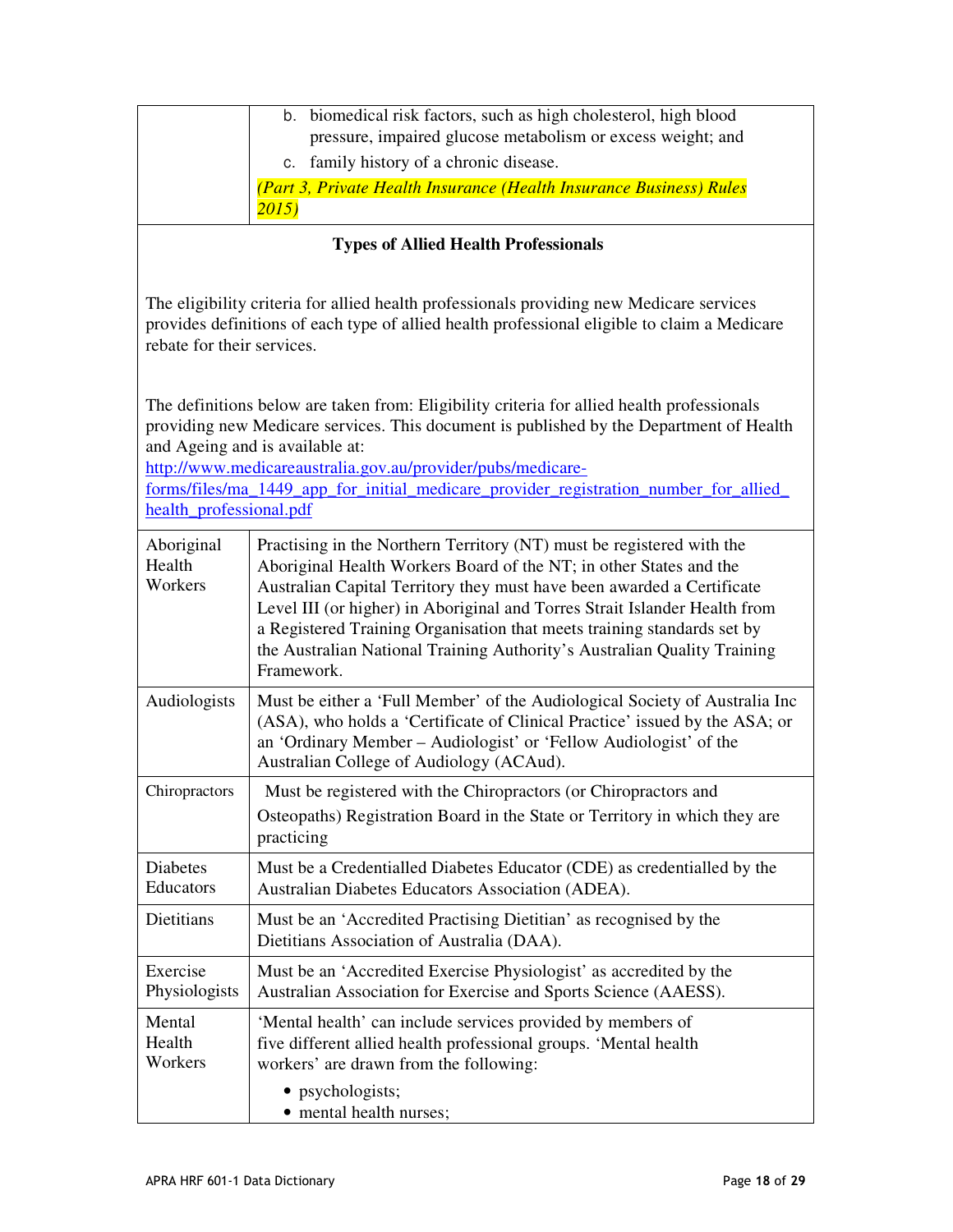|  | b. biomedical risk factors, such as high cholesterol, high blood pressure, impaired glucose metabolism or excess weight; and<br>c. family history of a chronic disease.<br>*(Part 3, Private Health Insurance (Health Insurance Business) Rules 2015)* |
|---|---|

**Types of Allied Health Professionals**

The eligibility criteria for allied health professionals providing new Medicare services provides definitions of each type of allied health professional eligible to claim a Medicare rebate for their services.

The definitions below are taken from: Eligibility criteria for allied health professionals providing new Medicare services. This document is published by the Department of Health and Ageing and is available at:
[http://www.medicareaustralia.gov.au/provider/pubs/medicare-forms/files/ma_1449_app_for_initial_medicare_provider_registration_number_for_allied_health_professional.pdf](http://www.medicareaustralia.gov.au/provider/pubs/medicare-forms/files/ma_1449_app_for_initial_medicare_provider_registration_number_for_allied_health_professional.pdf)

| | |
|---|---|
| Aboriginal Health Workers | Practising in the Northern Territory (NT) must be registered with the Aboriginal Health Workers Board of the NT; in other States and the Australian Capital Territory they must have been awarded a Certificate Level III (or higher) in Aboriginal and Torres Strait Islander Health from a Registered Training Organisation that meets training standards set by the Australian National Training Authority's Australian Quality Training Framework. |
| Audiologists | Must be either a 'Full Member' of the Audiological Society of Australia Inc (ASA), who holds a 'Certificate of Clinical Practice' issued by the ASA; or an 'Ordinary Member – Audiologist' or 'Fellow Audiologist' of the Australian College of Audiology (ACAud). |
| Chiropractors | Must be registered with the Chiropractors (or Chiropractors and Osteopaths) Registration Board in the State or Territory in which they are practicing |
| Diabetes Educators | Must be a Credentialled Diabetes Educator (CDE) as credentialled by the Australian Diabetes Educators Association (ADEA). |
| Dietitians | Must be an 'Accredited Practising Dietitian' as recognised by the Dietitians Association of Australia (DAA). |
| Exercise Physiologists | Must be an 'Accredited Exercise Physiologist' as accredited by the Australian Association for Exercise and Sports Science (AAESS). |
| Mental Health Workers | 'Mental health' can include services provided by members of five different allied health professional groups. 'Mental health workers' are drawn from the following:<br>• psychologists;<br>• mental health nurses; |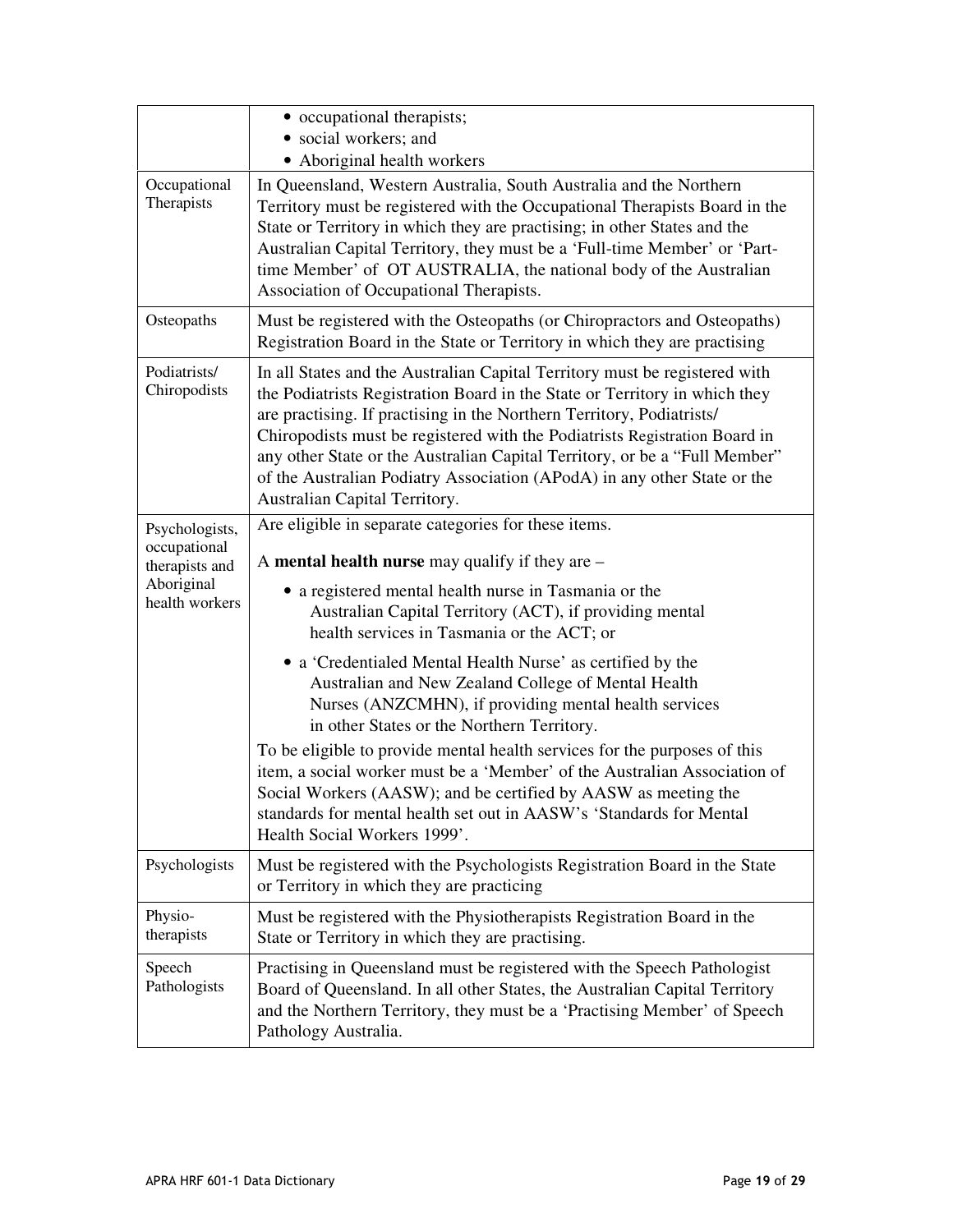| | |
|---|---|
| | • occupational therapists;<br>• social workers; and<br>• Aboriginal health workers |
| Occupational Therapists | In Queensland, Western Australia, South Australia and the Northern Territory must be registered with the Occupational Therapists Board in the State or Territory in which they are practising; in other States and the Australian Capital Territory, they must be a 'Full-time Member' or 'Part-time Member' of OT AUSTRALIA, the national body of the Australian Association of Occupational Therapists. |
| Osteopaths | Must be registered with the Osteopaths (or Chiropractors and Osteopaths) Registration Board in the State or Territory in which they are practising |
| Podiatrists/ Chiropodists | In all States and the Australian Capital Territory must be registered with the Podiatrists Registration Board in the State or Territory in which they are practising. If practising in the Northern Territory, Podiatrists/ Chiropodists must be registered with the Podiatrists Registration Board in any other State or the Australian Capital Territory, or be a "Full Member" of the Australian Podiatry Association (APodA) in any other State or the Australian Capital Territory. |
| Psychologists, occupational therapists and Aboriginal health workers | Are eligible in separate categories for these items.<br><br>A **mental health nurse** may qualify if they are –<br><br>• a registered mental health nurse in Tasmania or the Australian Capital Territory (ACT), if providing mental health services in Tasmania or the ACT; or<br><br>• a 'Credentialed Mental Health Nurse' as certified by the Australian and New Zealand College of Mental Health Nurses (ANZCMHN), if providing mental health services in other States or the Northern Territory.<br><br>To be eligible to provide mental health services for the purposes of this item, a social worker must be a 'Member' of the Australian Association of Social Workers (AASW); and be certified by AASW as meeting the standards for mental health set out in AASW's 'Standards for Mental Health Social Workers 1999'. |
| Psychologists | Must be registered with the Psychologists Registration Board in the State or Territory in which they are practicing |
| Physio-therapists | Must be registered with the Physiotherapists Registration Board in the State or Territory in which they are practising. |
| Speech Pathologists | Practising in Queensland must be registered with the Speech Pathologist Board of Queensland. In all other States, the Australian Capital Territory and the Northern Territory, they must be a 'Practising Member' of Speech Pathology Australia. |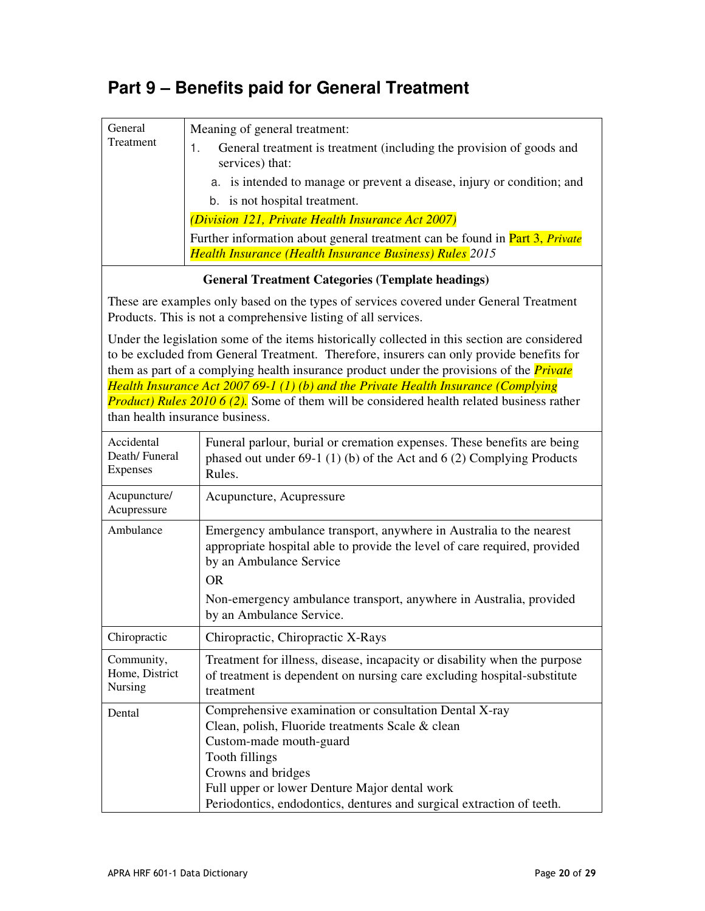# Part 9 – Benefits paid for General Treatment

| General Treatment | Meaning of general treatment:<br>1. General treatment is treatment (including the provision of goods and services) that:<br>a. is intended to manage or prevent a disease, injury or condition; and<br>b. is not hospital treatment.<br>*(Division 121, Private Health Insurance Act 2007)*<br>Further information about general treatment can be found in Part 3, *Private Health Insurance (Health Insurance Business) Rules* 2015 |
|---|---|

**General Treatment Categories (Template headings)**

These are examples only based on the types of services covered under General Treatment Products. This is not a comprehensive listing of all services.

Under the legislation some of the items historically collected in this section are considered to be excluded from General Treatment. Therefore, insurers can only provide benefits for them as part of a complying health insurance product under the provisions of the ***Private Health Insurance Act 2007 69-1 (1) (b) and the Private Health Insurance (Complying Product) Rules 2010 6 (2).*** Some of them will be considered health related business rather than health insurance business.

| Category | Description |
|---|---|
| Accidental Death/ Funeral Expenses | Funeral parlour, burial or cremation expenses. These benefits are being phased out under 69-1 (1) (b) of the Act and 6 (2) Complying Products Rules. |
| Acupuncture/ Acupressure | Acupuncture, Acupressure |
| Ambulance | Emergency ambulance transport, anywhere in Australia to the nearest appropriate hospital able to provide the level of care required, provided by an Ambulance Service<br>OR<br>Non-emergency ambulance transport, anywhere in Australia, provided by an Ambulance Service. |
| Chiropractic | Chiropractic, Chiropractic X-Rays |
| Community, Home, District Nursing | Treatment for illness, disease, incapacity or disability when the purpose of treatment is dependent on nursing care excluding hospital-substitute treatment |
| Dental | Comprehensive examination or consultation Dental X-ray<br>Clean, polish, Fluoride treatments Scale & clean<br>Custom-made mouth-guard<br>Tooth fillings<br>Crowns and bridges<br>Full upper or lower Denture Major dental work<br>Periodontics, endodontics, dentures and surgical extraction of teeth. |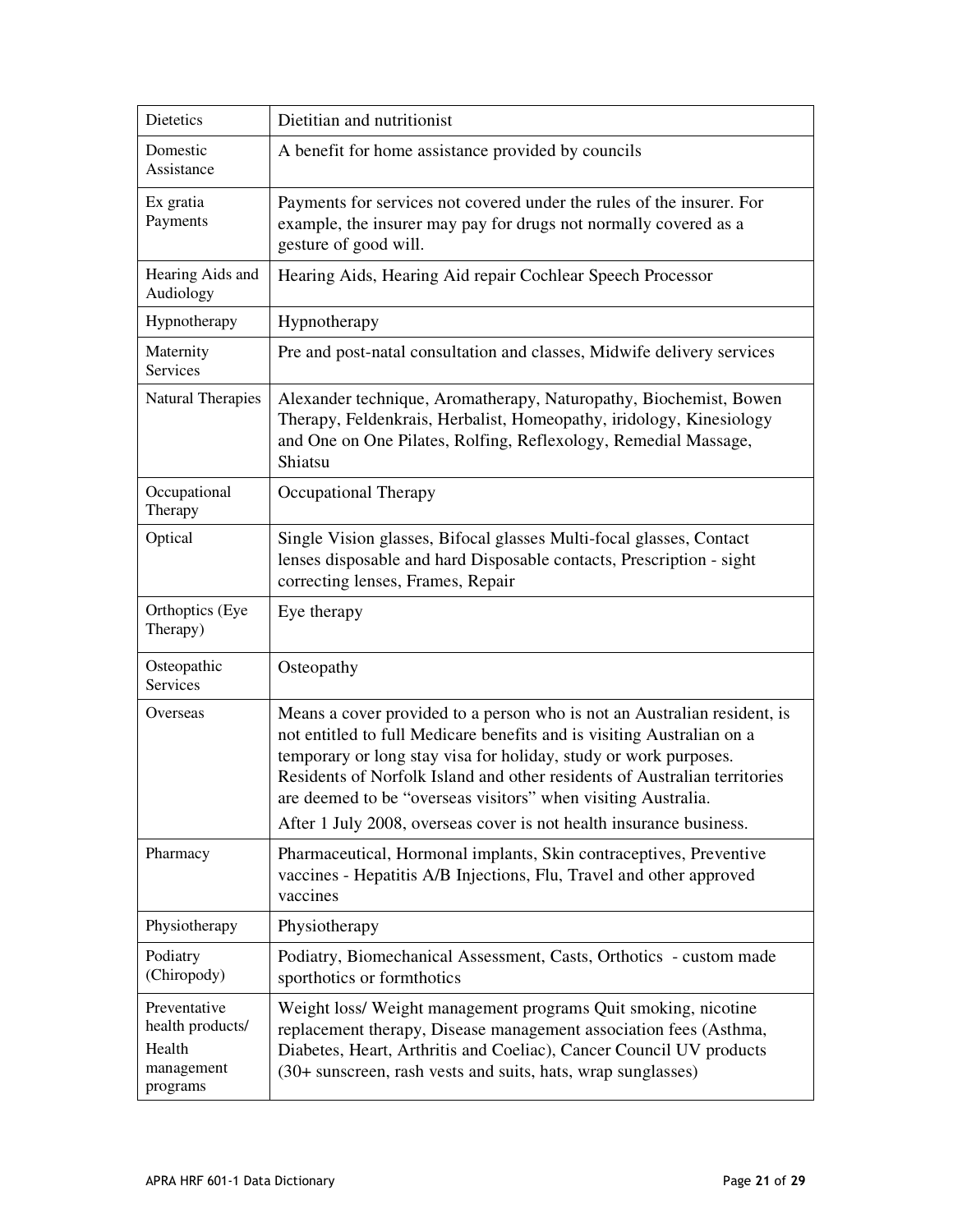| | |
|---|---|
| Dietetics | Dietitian and nutritionist |
| Domestic Assistance | A benefit for home assistance provided by councils |
| Ex gratia Payments | Payments for services not covered under the rules of the insurer. For example, the insurer may pay for drugs not normally covered as a gesture of good will. |
| Hearing Aids and Audiology | Hearing Aids, Hearing Aid repair Cochlear Speech Processor |
| Hypnotherapy | Hypnotherapy |
| Maternity Services | Pre and post-natal consultation and classes, Midwife delivery services |
| Natural Therapies | Alexander technique, Aromatherapy, Naturopathy, Biochemist, Bowen Therapy, Feldenkrais, Herbalist, Homeopathy, iridology, Kinesiology and One on One Pilates, Rolfing, Reflexology, Remedial Massage, Shiatsu |
| Occupational Therapy | Occupational Therapy |
| Optical | Single Vision glasses, Bifocal glasses Multi-focal glasses, Contact lenses disposable and hard Disposable contacts, Prescription - sight correcting lenses, Frames, Repair |
| Orthoptics (Eye Therapy) | Eye therapy |
| Osteopathic Services | Osteopathy |
| Overseas | Means a cover provided to a person who is not an Australian resident, is not entitled to full Medicare benefits and is visiting Australian on a temporary or long stay visa for holiday, study or work purposes. Residents of Norfolk Island and other residents of Australian territories are deemed to be "overseas visitors" when visiting Australia.<br>After 1 July 2008, overseas cover is not health insurance business. |
| Pharmacy | Pharmaceutical, Hormonal implants, Skin contraceptives, Preventive vaccines - Hepatitis A/B Injections, Flu, Travel and other approved vaccines |
| Physiotherapy | Physiotherapy |
| Podiatry (Chiropody) | Podiatry, Biomechanical Assessment, Casts, Orthotics - custom made sporthotics or formthotics |
| Preventative health products/ Health management programs | Weight loss/ Weight management programs Quit smoking, nicotine replacement therapy, Disease management association fees (Asthma, Diabetes, Heart, Arthritis and Coeliac), Cancer Council UV products (30+ sunscreen, rash vests and suits, hats, wrap sunglasses) |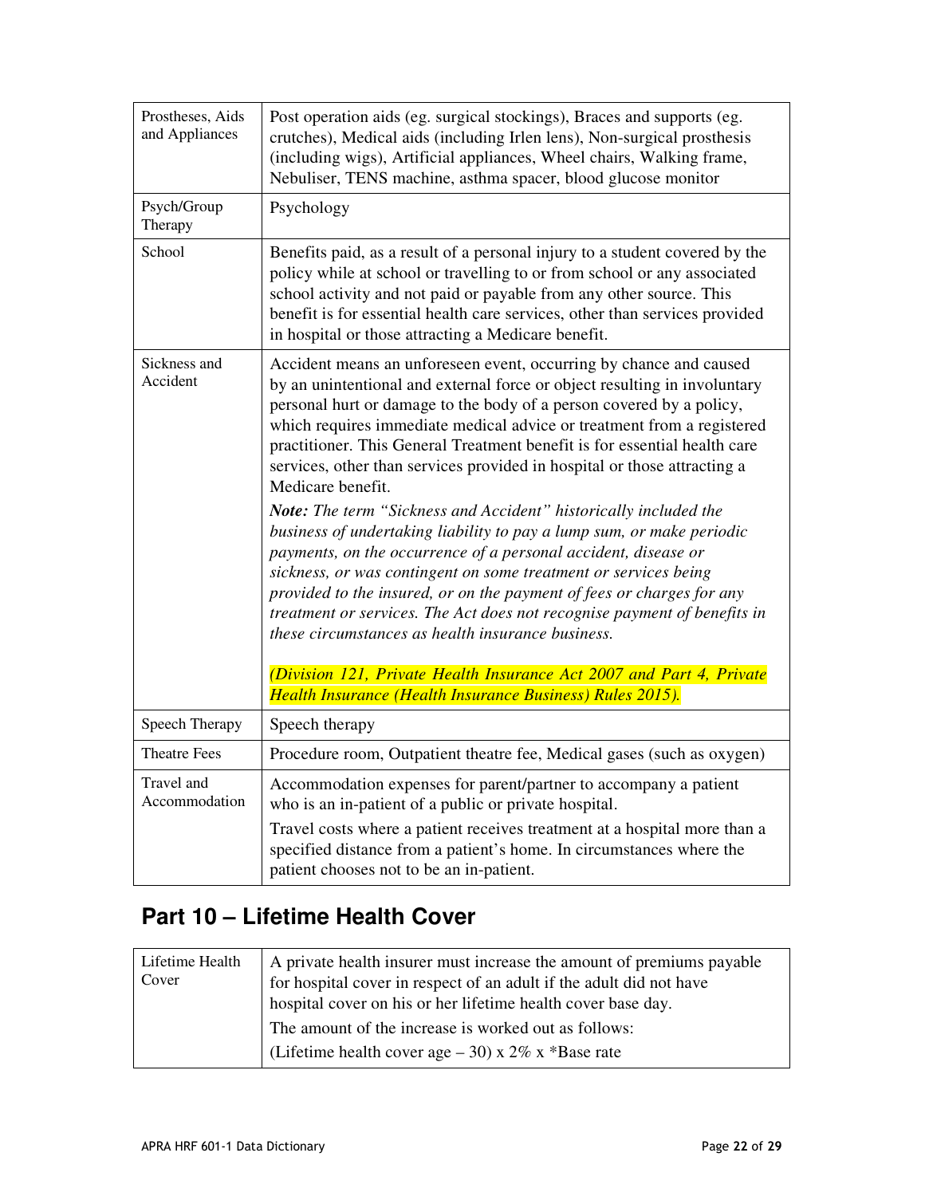| | |
|---|---|
| Prostheses, Aids and Appliances | Post operation aids (eg. surgical stockings), Braces and supports (eg. crutches), Medical aids (including Irlen lens), Non-surgical prosthesis (including wigs), Artificial appliances, Wheel chairs, Walking frame, Nebuliser, TENS machine, asthma spacer, blood glucose monitor |
| Psych/Group Therapy | Psychology |
| School | Benefits paid, as a result of a personal injury to a student covered by the policy while at school or travelling to or from school or any associated school activity and not paid or payable from any other source. This benefit is for essential health care services, other than services provided in hospital or those attracting a Medicare benefit. |
| Sickness and Accident | Accident means an unforeseen event, occurring by chance and caused by an unintentional and external force or object resulting in involuntary personal hurt or damage to the body of a person covered by a policy, which requires immediate medical advice or treatment from a registered practitioner. This General Treatment benefit is for essential health care services, other than services provided in hospital or those attracting a Medicare benefit.<br>***Note:*** *The term "Sickness and Accident" historically included the business of undertaking liability to pay a lump sum, or make periodic payments, on the occurrence of a personal accident, disease or sickness, or was contingent on some treatment or services being provided to the insured, or on the payment of fees or charges for any treatment or services. The Act does not recognise payment of benefits in these circumstances as health insurance business.*<br><br>*(Division 121, Private Health Insurance Act 2007 and Part 4, Private Health Insurance (Health Insurance Business) Rules 2015).* |
| Speech Therapy | Speech therapy |
| Theatre Fees | Procedure room, Outpatient theatre fee, Medical gases (such as oxygen) |
| Travel and Accommodation | Accommodation expenses for parent/partner to accompany a patient who is an in-patient of a public or private hospital.<br>Travel costs where a patient receives treatment at a hospital more than a specified distance from a patient's home. In circumstances where the patient chooses not to be an in-patient. |

## Part 10 – Lifetime Health Cover

| | |
|---|---|
| Lifetime Health Cover | A private health insurer must increase the amount of premiums payable for hospital cover in respect of an adult if the adult did not have hospital cover on his or her lifetime health cover base day.<br>The amount of the increase is worked out as follows:<br>(Lifetime health cover age – 30) x 2% x *Base rate |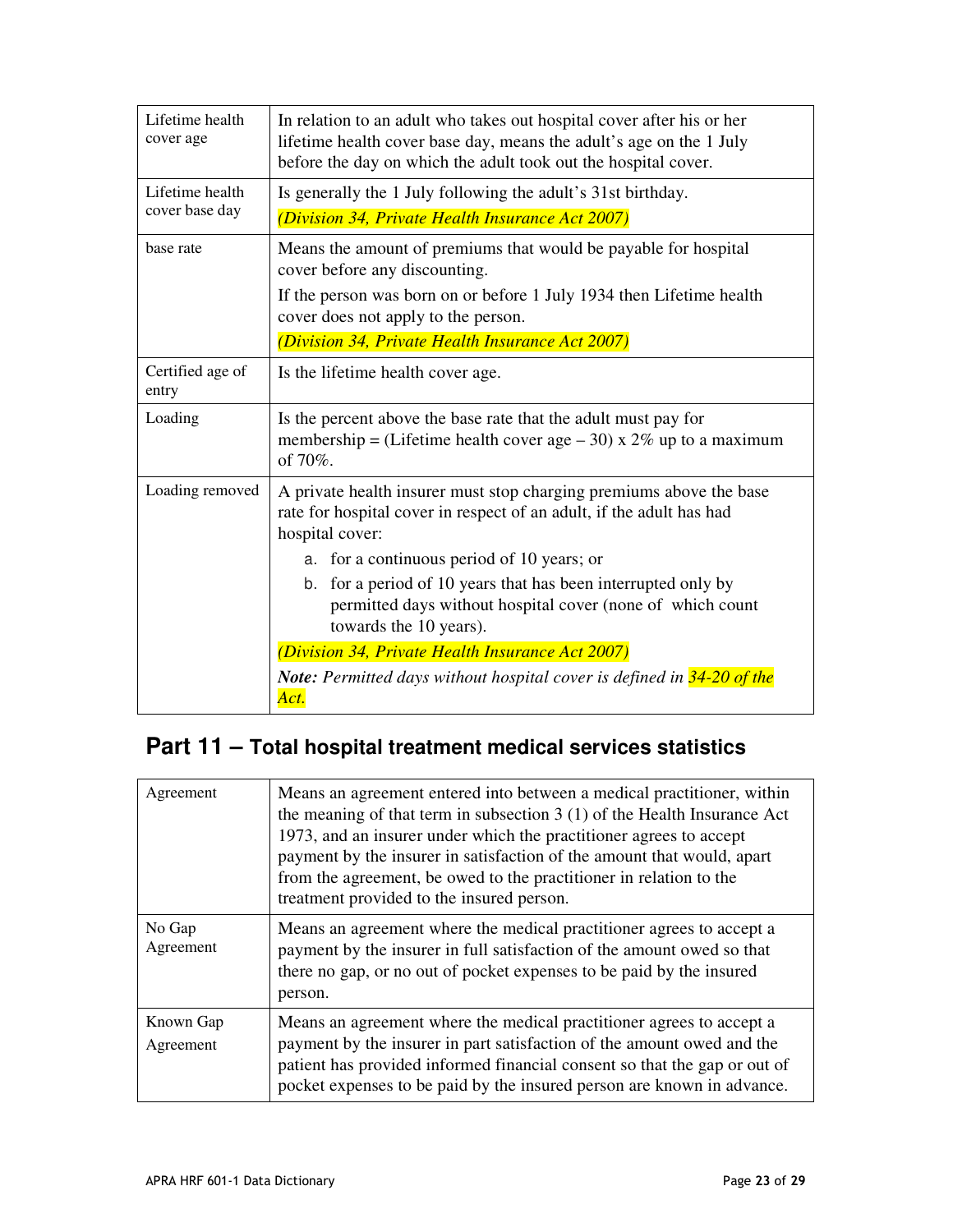| | |
|---|---|
| Lifetime health cover age | In relation to an adult who takes out hospital cover after his or her lifetime health cover base day, means the adult's age on the 1 July before the day on which the adult took out the hospital cover. |
| Lifetime health cover base day | Is generally the 1 July following the adult's 31st birthday.<br>*(Division 34, Private Health Insurance Act 2007)* |
| base rate | Means the amount of premiums that would be payable for hospital cover before any discounting.<br>If the person was born on or before 1 July 1934 then Lifetime health cover does not apply to the person.<br>*(Division 34, Private Health Insurance Act 2007)* |
| Certified age of entry | Is the lifetime health cover age. |
| Loading | Is the percent above the base rate that the adult must pay for membership = (Lifetime health cover age – 30) x 2% up to a maximum of 70%. |
| Loading removed | A private health insurer must stop charging premiums above the base rate for hospital cover in respect of an adult, if the adult has had hospital cover:<br>a. for a continuous period of 10 years; or<br>b. for a period of 10 years that has been interrupted only by permitted days without hospital cover (none of which count towards the 10 years).<br>*(Division 34, Private Health Insurance Act 2007)*<br>***Note:*** *Permitted days without hospital cover is defined in 34-20 of the Act.* |

## Part 11 – Total hospital treatment medical services statistics

| | |
|---|---|
| Agreement | Means an agreement entered into between a medical practitioner, within the meaning of that term in subsection 3 (1) of the Health Insurance Act 1973, and an insurer under which the practitioner agrees to accept payment by the insurer in satisfaction of the amount that would, apart from the agreement, be owed to the practitioner in relation to the treatment provided to the insured person. |
| No Gap Agreement | Means an agreement where the medical practitioner agrees to accept a payment by the insurer in full satisfaction of the amount owed so that there no gap, or no out of pocket expenses to be paid by the insured person. |
| Known Gap Agreement | Means an agreement where the medical practitioner agrees to accept a payment by the insurer in part satisfaction of the amount owed and the patient has provided informed financial consent so that the gap or out of pocket expenses to be paid by the insured person are known in advance. |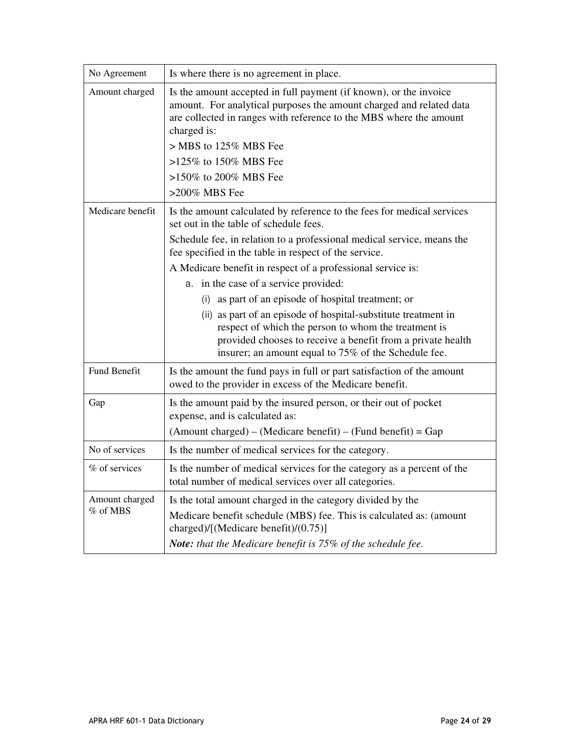| | |
|---|---|
| No Agreement | Is where there is no agreement in place. |
| Amount charged | Is the amount accepted in full payment (if known), or the invoice amount. For analytical purposes the amount charged and related data are collected in ranges with reference to the MBS where the amount charged is:<br>> MBS to 125% MBS Fee<br>>125% to 150% MBS Fee<br>>150% to 200% MBS Fee<br>>200% MBS Fee |
| Medicare benefit | Is the amount calculated by reference to the fees for medical services set out in the table of schedule fees.<br>Schedule fee, in relation to a professional medical service, means the fee specified in the table in respect of the service.<br>A Medicare benefit in respect of a professional service is:<br>a. in the case of a service provided:<br>(i) as part of an episode of hospital treatment; or<br>(ii) as part of an episode of hospital-substitute treatment in respect of which the person to whom the treatment is provided chooses to receive a benefit from a private health insurer; an amount equal to 75% of the Schedule fee. |
| Fund Benefit | Is the amount the fund pays in full or part satisfaction of the amount owed to the provider in excess of the Medicare benefit. |
| Gap | Is the amount paid by the insured person, or their out of pocket expense, and is calculated as:<br>(Amount charged) – (Medicare benefit) – (Fund benefit) = Gap |
| No of services | Is the number of medical services for the category. |
| % of services | Is the number of medical services for the category as a percent of the total number of medical services over all categories. |
| Amount charged % of MBS | Is the total amount charged in the category divided by the<br>Medicare benefit schedule (MBS) fee. This is calculated as: (amount charged)/[(Medicare benefit)/(0.75)]<br>***Note:*** *that the Medicare benefit is 75% of the schedule fee.* |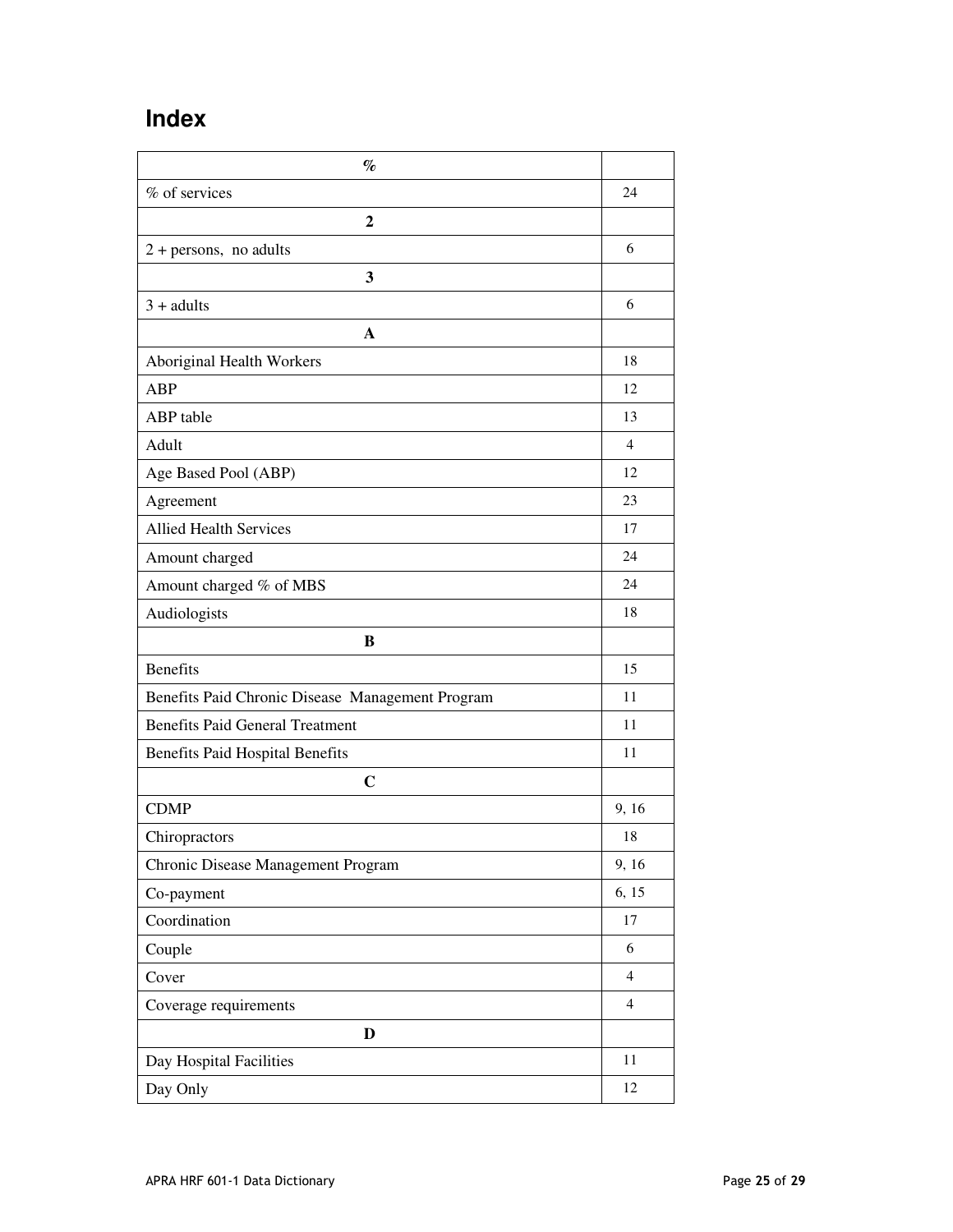## Index

| % | |
|---|---|
| % of services | 24 |
| **2** | |
| 2 + persons,  no adults | 6 |
| **3** | |
| 3 + adults | 6 |
| **A** | |
| Aboriginal Health Workers | 18 |
| ABP | 12 |
| ABP table | 13 |
| Adult | 4 |
| Age Based Pool (ABP) | 12 |
| Agreement | 23 |
| Allied Health Services | 17 |
| Amount charged | 24 |
| Amount charged % of MBS | 24 |
| Audiologists | 18 |
| **B** | |
| Benefits | 15 |
| Benefits Paid Chronic Disease  Management Program | 11 |
| Benefits Paid General Treatment | 11 |
| Benefits Paid Hospital Benefits | 11 |
| **C** | |
| CDMP | 9, 16 |
| Chiropractors | 18 |
| Chronic Disease Management Program | 9, 16 |
| Co-payment | 6, 15 |
| Coordination | 17 |
| Couple | 6 |
| Cover | 4 |
| Coverage requirements | 4 |
| **D** | |
| Day Hospital Facilities | 11 |
| Day Only | 12 |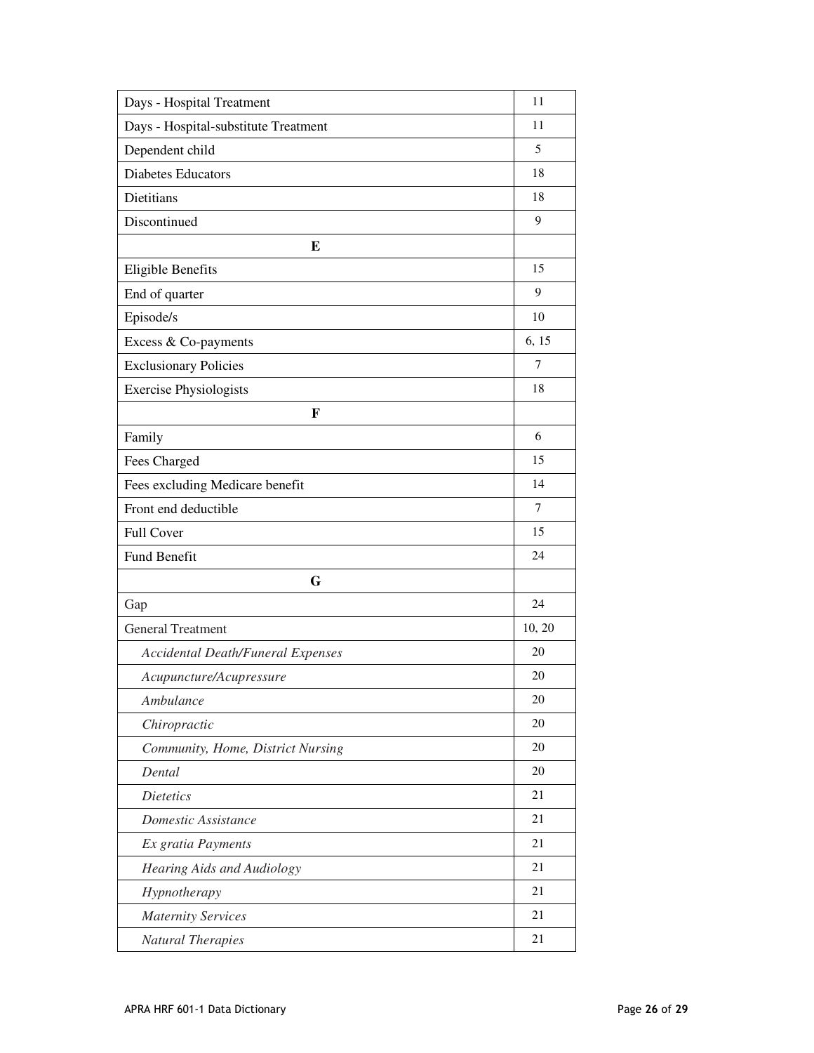| | |
|---|---|
| Days - Hospital Treatment | 11 |
| Days - Hospital-substitute Treatment | 11 |
| Dependent child | 5 |
| Diabetes Educators | 18 |
| Dietitians | 18 |
| Discontinued | 9 |
| **E** | |
| Eligible Benefits | 15 |
| End of quarter | 9 |
| Episode/s | 10 |
| Excess & Co-payments | 6, 15 |
| Exclusionary Policies | 7 |
| Exercise Physiologists | 18 |
| **F** | |
| Family | 6 |
| Fees Charged | 15 |
| Fees excluding Medicare benefit | 14 |
| Front end deductible | 7 |
| Full Cover | 15 |
| Fund Benefit | 24 |
| **G** | |
| Gap | 24 |
| General Treatment | 10, 20 |
| *Accidental Death/Funeral Expenses* | 20 |
| *Acupuncture/Acupressure* | 20 |
| *Ambulance* | 20 |
| *Chiropractic* | 20 |
| *Community, Home, District Nursing* | 20 |
| *Dental* | 20 |
| *Dietetics* | 21 |
| *Domestic Assistance* | 21 |
| *Ex gratia Payments* | 21 |
| *Hearing Aids and Audiology* | 21 |
| *Hypnotherapy* | 21 |
| *Maternity Services* | 21 |
| *Natural Therapies* | 21 |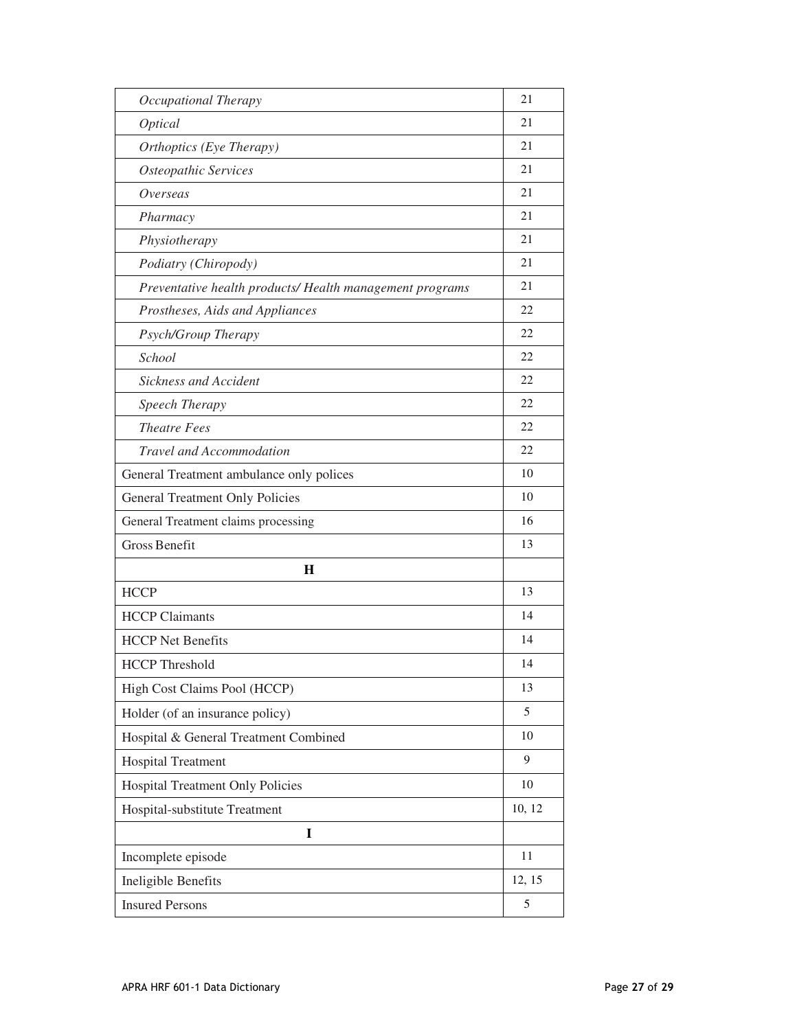| | |
|---|---|
| *Occupational Therapy* | 21 |
| *Optical* | 21 |
| *Orthoptics (Eye Therapy)* | 21 |
| *Osteopathic Services* | 21 |
| *Overseas* | 21 |
| *Pharmacy* | 21 |
| *Physiotherapy* | 21 |
| *Podiatry (Chiropody)* | 21 |
| *Preventative health products/ Health management programs* | 21 |
| *Prostheses, Aids and Appliances* | 22 |
| *Psych/Group Therapy* | 22 |
| *School* | 22 |
| *Sickness and Accident* | 22 |
| *Speech Therapy* | 22 |
| *Theatre Fees* | 22 |
| *Travel and Accommodation* | 22 |
| General Treatment ambulance only polices | 10 |
| General Treatment Only Policies | 10 |
| General Treatment claims processing | 16 |
| Gross Benefit | 13 |
| **H** | |
| HCCP | 13 |
| HCCP Claimants | 14 |
| HCCP Net Benefits | 14 |
| HCCP Threshold | 14 |
| High Cost Claims Pool (HCCP) | 13 |
| Holder (of an insurance policy) | 5 |
| Hospital & General Treatment Combined | 10 |
| Hospital Treatment | 9 |
| Hospital Treatment Only Policies | 10 |
| Hospital-substitute Treatment | 10, 12 |
| **I** | |
| Incomplete episode | 11 |
| Ineligible Benefits | 12, 15 |
| Insured Persons | 5 |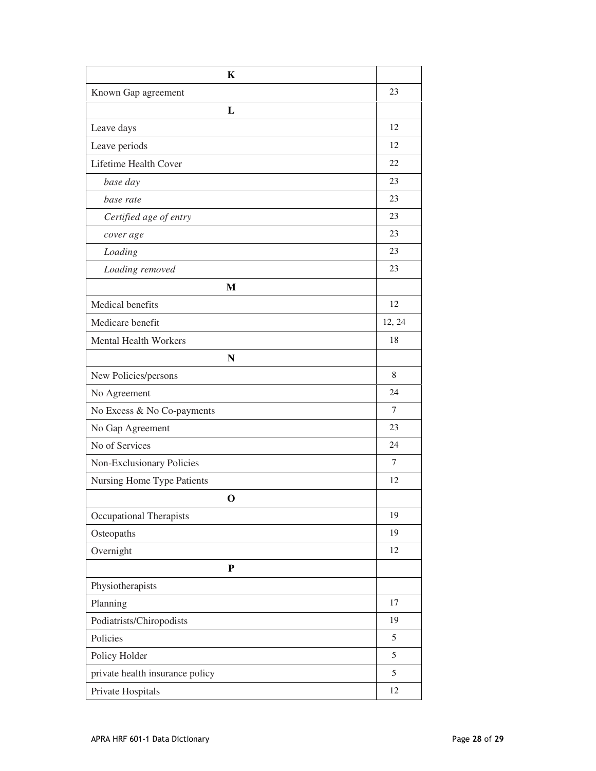| K | |
|---|---|
| Known Gap agreement | 23 |
| **L** | |
| Leave days | 12 |
| Leave periods | 12 |
| Lifetime Health Cover | 22 |
| *base day* | 23 |
| *base rate* | 23 |
| *Certified age of entry* | 23 |
| *cover age* | 23 |
| *Loading* | 23 |
| *Loading removed* | 23 |
| **M** | |
| Medical benefits | 12 |
| Medicare benefit | 12, 24 |
| Mental Health Workers | 18 |
| **N** | |
| New Policies/persons | 8 |
| No Agreement | 24 |
| No Excess & No Co-payments | 7 |
| No Gap Agreement | 23 |
| No of Services | 24 |
| Non-Exclusionary Policies | 7 |
| Nursing Home Type Patients | 12 |
| **O** | |
| Occupational Therapists | 19 |
| Osteopaths | 19 |
| Overnight | 12 |
| **P** | |
| Physiotherapists | |
| Planning | 17 |
| Podiatrists/Chiropodists | 19 |
| Policies | 5 |
| Policy Holder | 5 |
| private health insurance policy | 5 |
| Private Hospitals | 12 |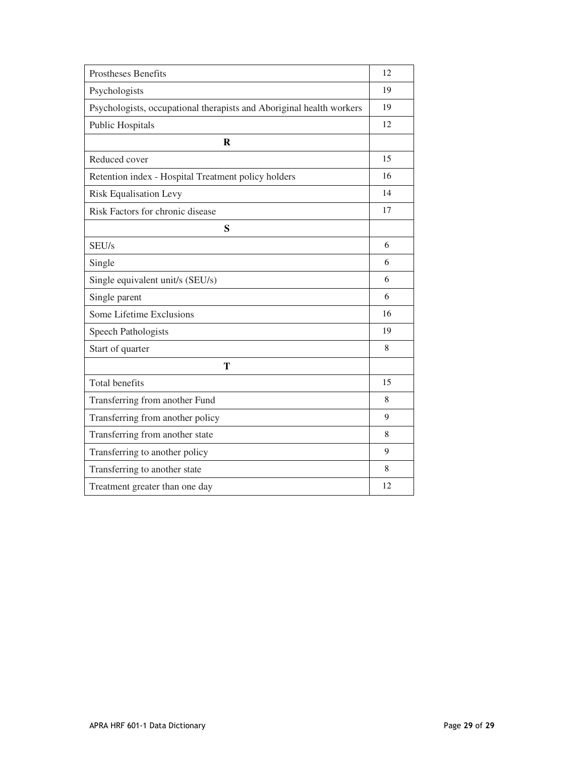| | |
|---|---|
| Prostheses Benefits | 12 |
| Psychologists | 19 |
| Psychologists, occupational therapists and Aboriginal health workers | 19 |
| Public Hospitals | 12 |
| **R** | |
| Reduced cover | 15 |
| Retention index - Hospital Treatment policy holders | 16 |
| Risk Equalisation Levy | 14 |
| Risk Factors for chronic disease | 17 |
| **S** | |
| SEU/s | 6 |
| Single | 6 |
| Single equivalent unit/s (SEU/s) | 6 |
| Single parent | 6 |
| Some Lifetime Exclusions | 16 |
| Speech Pathologists | 19 |
| Start of quarter | 8 |
| **T** | |
| Total benefits | 15 |
| Transferring from another Fund | 8 |
| Transferring from another policy | 9 |
| Transferring from another state | 8 |
| Transferring to another policy | 9 |
| Transferring to another state | 8 |
| Treatment greater than one day | 12 |